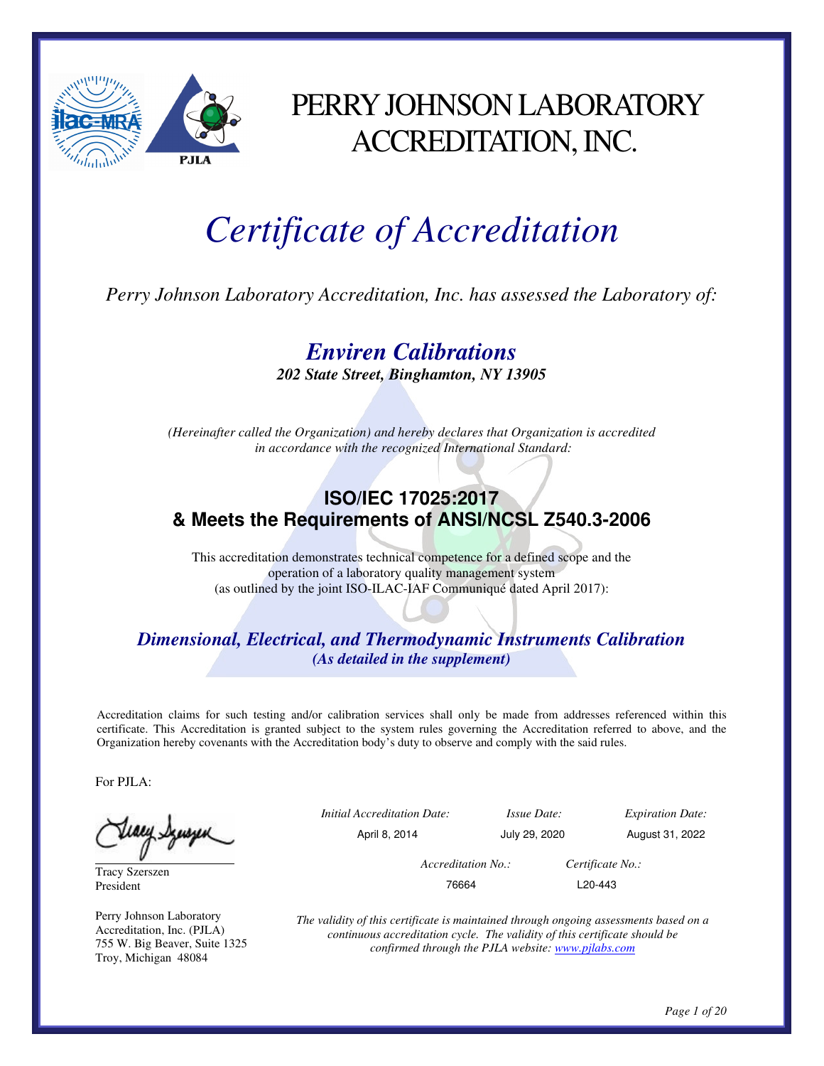# PERRY JOHNSON LABORATORY ACCREDITATION, INC.

# *Certificate of Accreditation*

*Perry Johnson Laboratory Accreditation, Inc. has assessed the Laboratory of:*

## *Enviren Calibrations*

***202 State Street, Binghamton, NY 13905***

*(Hereinafter called the Organization) and hereby declares that Organization is accredited in accordance with the recognized International Standard:*

## ISO/IEC 17025:2017
## & Meets the Requirements of ANSI/NCSL Z540.3-2006

This accreditation demonstrates technical competence for a defined scope and the operation of a laboratory quality management system (as outlined by the joint ISO-ILAC-IAF Communiqué dated April 2017):

### *Dimensional, Electrical, and Thermodynamic Instruments Calibration*

***(As detailed in the supplement)***

Accreditation claims for such testing and/or calibration services shall only be made from addresses referenced within this certificate. This Accreditation is granted subject to the system rules governing the Accreditation referred to above, and the Organization hereby covenants with the Accreditation body's duty to observe and comply with the said rules.

For PJLA:

Tracy Szerszen
President

Perry Johnson Laboratory Accreditation, Inc. (PJLA)
755 W. Big Beaver, Suite 1325
Troy, Michigan 48084

| *Initial Accreditation Date:* | *Issue Date:* | *Expiration Date:* |
|---|---|---|
| April 8, 2014 | July 29, 2020 | August 31, 2022 |

| *Accreditation No.:* | *Certificate No.:* |
|---|---|
| 76664 | L20-443 |

*The validity of this certificate is maintained through ongoing assessments based on a continuous accreditation cycle. The validity of this certificate should be confirmed through the PJLA website: www.pjlabs.com*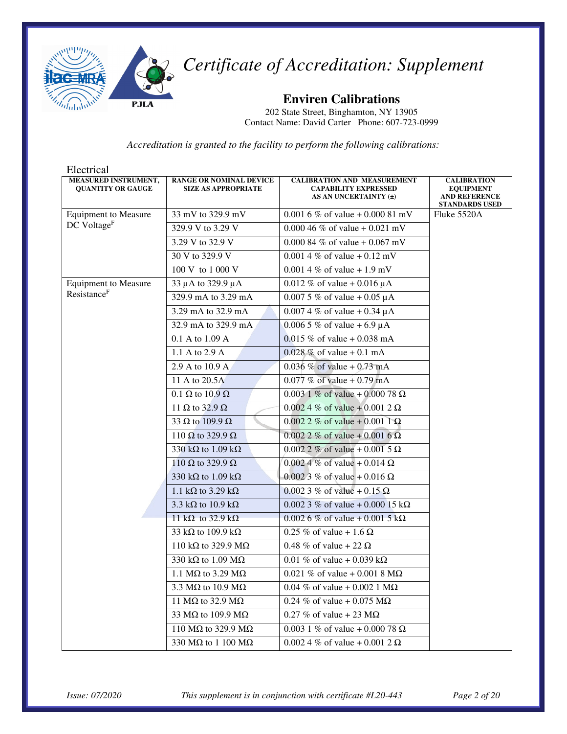# *Certificate of Accreditation: Supplement*

## Enviren Calibrations

202 State Street, Binghamton, NY 13905
Contact Name: David Carter Phone: 607-723-0999

*Accreditation is granted to the facility to perform the following calibrations:*

Electrical

| MEASURED INSTRUMENT, QUANTITY OR GAUGE | RANGE OR NOMINAL DEVICE SIZE AS APPROPRIATE | CALIBRATION AND MEASUREMENT CAPABILITY EXPRESSED AS AN UNCERTAINTY (±) | CALIBRATION EQUIPMENT AND REFERENCE STANDARDS USED |
|---|---|---|---|
| Equipment to Measure DC Voltage[F] | 33 mV to 329.9 mV | 0.001 6 % of value + 0.000 81 mV | Fluke 5520A |
| | 329.9 V to 3.29 V | 0.000 46 % of value + 0.021 mV | |
| | 3.29 V to 32.9 V | 0.000 84 % of value + 0.067 mV | |
| | 30 V to 329.9 V | 0.001 4 % of value + 0.12 mV | |
| | 100 V to 1 000 V | 0.001 4 % of value + 1.9 mV | |
| Equipment to Measure Resistance[F] | 33 µA to 329.9 µA | 0.012 % of value + 0.016 µA | |
| | 329.9 mA to 3.29 mA | 0.007 5 % of value + 0.05 µA | |
| | 3.29 mA to 32.9 mA | 0.007 4 % of value + 0.34 µA | |
| | 32.9 mA to 329.9 mA | 0.006 5 % of value + 6.9 µA | |
| | 0.1 A to 1.09 A | 0.015 % of value + 0.038 mA | |
| | 1.1 A to 2.9 A | 0.028 % of value + 0.1 mA | |
| | 2.9 A to 10.9 A | 0.036 % of value + 0.73 mA | |
| | 11 A to 20.5A | 0.077 % of value + 0.79 mA | |
| | 0.1 Ω to 10.9 Ω | 0.003 1 % of value + 0.000 78 Ω | |
| | 11 Ω to 32.9 Ω | 0.002 4 % of value + 0.001 2 Ω | |
| | 33 Ω to 109.9 Ω | 0.002 2 % of value + 0.001 1 Ω | |
| | 110 Ω to 329.9 Ω | 0.002 2 % of value + 0.001 6 Ω | |
| | 330 kΩ to 1.09 kΩ | 0.002 2 % of value + 0.001 5 Ω | |
| | 110 Ω to 329.9 Ω | 0.002 4 % of value + 0.014 Ω | |
| | 330 kΩ to 1.09 kΩ | 0.002 3 % of value + 0.016 Ω | |
| | 1.1 kΩ to 3.29 kΩ | 0.002 3 % of value + 0.15 Ω | |
| | 3.3 kΩ to 10.9 kΩ | 0.002 3 % of value + 0.000 15 kΩ | |
| | 11 kΩ to 32.9 kΩ | 0.002 6 % of value + 0.001 5 kΩ | |
| | 33 kΩ to 109.9 kΩ | 0.25 % of value + 1.6 Ω | |
| | 110 kΩ to 329.9 MΩ | 0.48 % of value + 22 Ω | |
| | 330 kΩ to 1.09 MΩ | 0.01 % of value + 0.039 kΩ | |
| | 1.1 MΩ to 3.29 MΩ | 0.021 % of value + 0.001 8 MΩ | |
| | 3.3 MΩ to 10.9 MΩ | 0.04 % of value + 0.002 1 MΩ | |
| | 11 MΩ to 32.9 MΩ | 0.24 % of value + 0.075 MΩ | |
| | 33 MΩ to 109.9 MΩ | 0.27 % of value + 23 MΩ | |
| | 110 MΩ to 329.9 MΩ | 0.003 1 % of value + 0.000 78 Ω | |
| | 330 MΩ to 1 100 MΩ | 0.002 4 % of value + 0.001 2 Ω | |

*Issue: 07/2020* *This supplement is in conjunction with certificate #L20-443*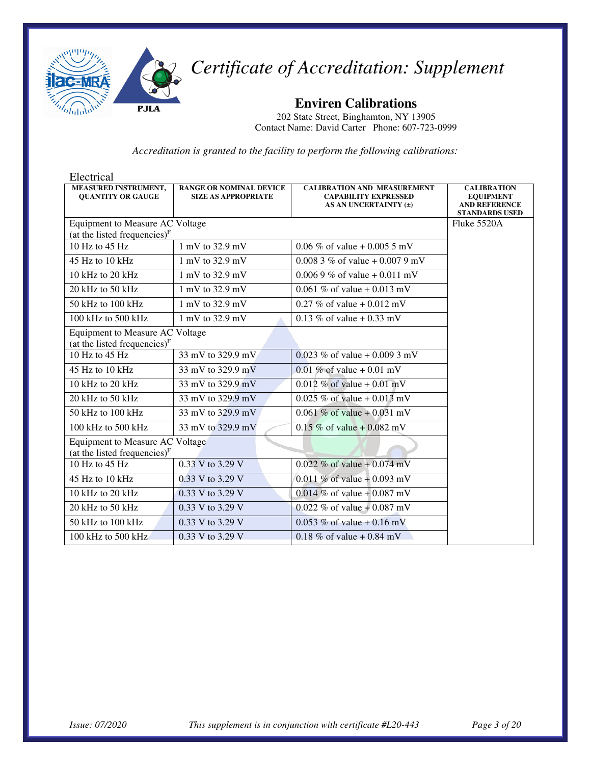# *Certificate of Accreditation: Supplement*

## Enviren Calibrations

202 State Street, Binghamton, NY 13905
Contact Name: David Carter Phone: 607-723-0999

*Accreditation is granted to the facility to perform the following calibrations:*

Electrical

| MEASURED INSTRUMENT, QUANTITY OR GAUGE | RANGE OR NOMINAL DEVICE SIZE AS APPROPRIATE | CALIBRATION AND MEASUREMENT CAPABILITY EXPRESSED AS AN UNCERTAINTY (±) | CALIBRATION EQUIPMENT AND REFERENCE STANDARDS USED |
|---|---|---|---|
| Equipment to Measure AC Voltage (at the listed frequencies)[F] | | | Fluke 5520A |
| 10 Hz to 45 Hz | 1 mV to 32.9 mV | 0.06 % of value + 0.005 5 mV | |
| 45 Hz to 10 kHz | 1 mV to 32.9 mV | 0.008 3 % of value + 0.007 9 mV | |
| 10 kHz to 20 kHz | 1 mV to 32.9 mV | 0.006 9 % of value + 0.011 mV | |
| 20 kHz to 50 kHz | 1 mV to 32.9 mV | 0.061 % of value + 0.013 mV | |
| 50 kHz to 100 kHz | 1 mV to 32.9 mV | 0.27 % of value + 0.012 mV | |
| 100 kHz to 500 kHz | 1 mV to 32.9 mV | 0.13 % of value + 0.33 mV | |
| Equipment to Measure AC Voltage (at the listed frequencies)[F] | | | |
| 10 Hz to 45 Hz | 33 mV to 329.9 mV | 0.023 % of value + 0.009 3 mV | |
| 45 Hz to 10 kHz | 33 mV to 329.9 mV | 0.01 % of value + 0.01 mV | |
| 10 kHz to 20 kHz | 33 mV to 329.9 mV | 0.012 % of value + 0.01 mV | |
| 20 kHz to 50 kHz | 33 mV to 329.9 mV | 0.025 % of value + 0.013 mV | |
| 50 kHz to 100 kHz | 33 mV to 329.9 mV | 0.061 % of value + 0.031 mV | |
| 100 kHz to 500 kHz | 33 mV to 329.9 mV | 0.15 % of value + 0.082 mV | |
| Equipment to Measure AC Voltage (at the listed frequencies)[F] | | | |
| 10 Hz to 45 Hz | 0.33 V to 3.29 V | 0.022 % of value + 0.074 mV | |
| 45 Hz to 10 kHz | 0.33 V to 3.29 V | 0.011 % of value + 0.093 mV | |
| 10 kHz to 20 kHz | 0.33 V to 3.29 V | 0.014 % of value + 0.087 mV | |
| 20 kHz to 50 kHz | 0.33 V to 3.29 V | 0.022 % of value + 0.087 mV | |
| 50 kHz to 100 kHz | 0.33 V to 3.29 V | 0.053 % of value + 0.16 mV | |
| 100 kHz to 500 kHz | 0.33 V to 3.29 V | 0.18 % of value + 0.84 mV | |

*Issue: 07/2020* *This supplement is in conjunction with certificate #L20-443*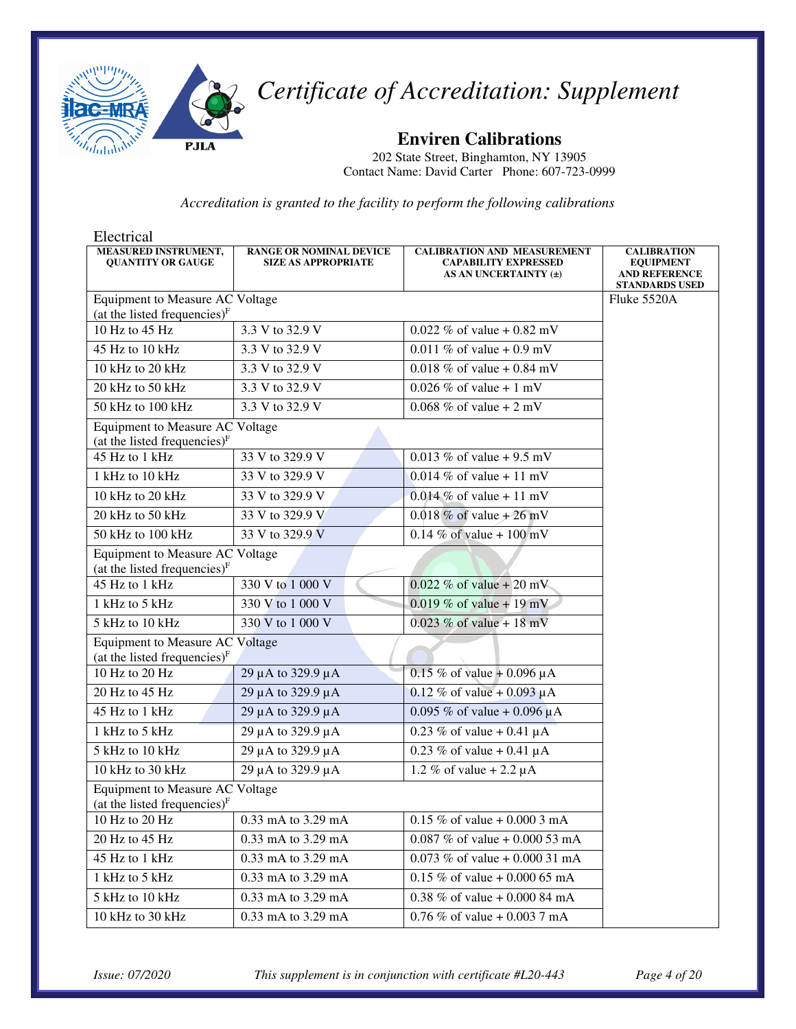# Certificate of Accreditation: Supplement

## Enviren Calibrations

202 State Street, Binghamton, NY 13905
Contact Name: David Carter Phone: 607-723-0999

*Accreditation is granted to the facility to perform the following calibrations*

Electrical

| MEASURED INSTRUMENT, QUANTITY OR GAUGE | RANGE OR NOMINAL DEVICE SIZE AS APPROPRIATE | CALIBRATION AND MEASUREMENT CAPABILITY EXPRESSED AS AN UNCERTAINTY (±) | CALIBRATION EQUIPMENT AND REFERENCE STANDARDS USED |
|---|---|---|---|
| Equipment to Measure AC Voltage (at the listed frequencies)[F] | | | Fluke 5520A |
| 10 Hz to 45 Hz | 3.3 V to 32.9 V | 0.022 % of value + 0.82 mV | |
| 45 Hz to 10 kHz | 3.3 V to 32.9 V | 0.011 % of value + 0.9 mV | |
| 10 kHz to 20 kHz | 3.3 V to 32.9 V | 0.018 % of value + 0.84 mV | |
| 20 kHz to 50 kHz | 3.3 V to 32.9 V | 0.026 % of value + 1 mV | |
| 50 kHz to 100 kHz | 3.3 V to 32.9 V | 0.068 % of value + 2 mV | |
| Equipment to Measure AC Voltage (at the listed frequencies)[F] | | | |
| 45 Hz to 1 kHz | 33 V to 329.9 V | 0.013 % of value + 9.5 mV | |
| 1 kHz to 10 kHz | 33 V to 329.9 V | 0.014 % of value + 11 mV | |
| 10 kHz to 20 kHz | 33 V to 329.9 V | 0.014 % of value + 11 mV | |
| 20 kHz to 50 kHz | 33 V to 329.9 V | 0.018 % of value + 26 mV | |
| 50 kHz to 100 kHz | 33 V to 329.9 V | 0.14 % of value + 100 mV | |
| Equipment to Measure AC Voltage (at the listed frequencies)[F] | | | |
| 45 Hz to 1 kHz | 330 V to 1 000 V | 0.022 % of value + 20 mV | |
| 1 kHz to 5 kHz | 330 V to 1 000 V | 0.019 % of value + 19 mV | |
| 5 kHz to 10 kHz | 330 V to 1 000 V | 0.023 % of value + 18 mV | |
| Equipment to Measure AC Voltage (at the listed frequencies)[F] | | | |
| 10 Hz to 20 Hz | 29 µA to 329.9 µA | 0.15 % of value + 0.096 µA | |
| 20 Hz to 45 Hz | 29 µA to 329.9 µA | 0.12 % of value + 0.093 µA | |
| 45 Hz to 1 kHz | 29 µA to 329.9 µA | 0.095 % of value + 0.096 µA | |
| 1 kHz to 5 kHz | 29 µA to 329.9 µA | 0.23 % of value + 0.41 µA | |
| 5 kHz to 10 kHz | 29 µA to 329.9 µA | 0.23 % of value + 0.41 µA | |
| 10 kHz to 30 kHz | 29 µA to 329.9 µA | 1.2 % of value + 2.2 µA | |
| Equipment to Measure AC Voltage (at the listed frequencies)[F] | | | |
| 10 Hz to 20 Hz | 0.33 mA to 3.29 mA | 0.15 % of value + 0.000 3 mA | |
| 20 Hz to 45 Hz | 0.33 mA to 3.29 mA | 0.087 % of value + 0.000 53 mA | |
| 45 Hz to 1 kHz | 0.33 mA to 3.29 mA | 0.073 % of value + 0.000 31 mA | |
| 1 kHz to 5 kHz | 0.33 mA to 3.29 mA | 0.15 % of value + 0.000 65 mA | |
| 5 kHz to 10 kHz | 0.33 mA to 3.29 mA | 0.38 % of value + 0.000 84 mA | |
| 10 kHz to 30 kHz | 0.33 mA to 3.29 mA | 0.76 % of value + 0.003 7 mA | |

*Issue: 07/2020* *This supplement is in conjunction with certificate #L20-443*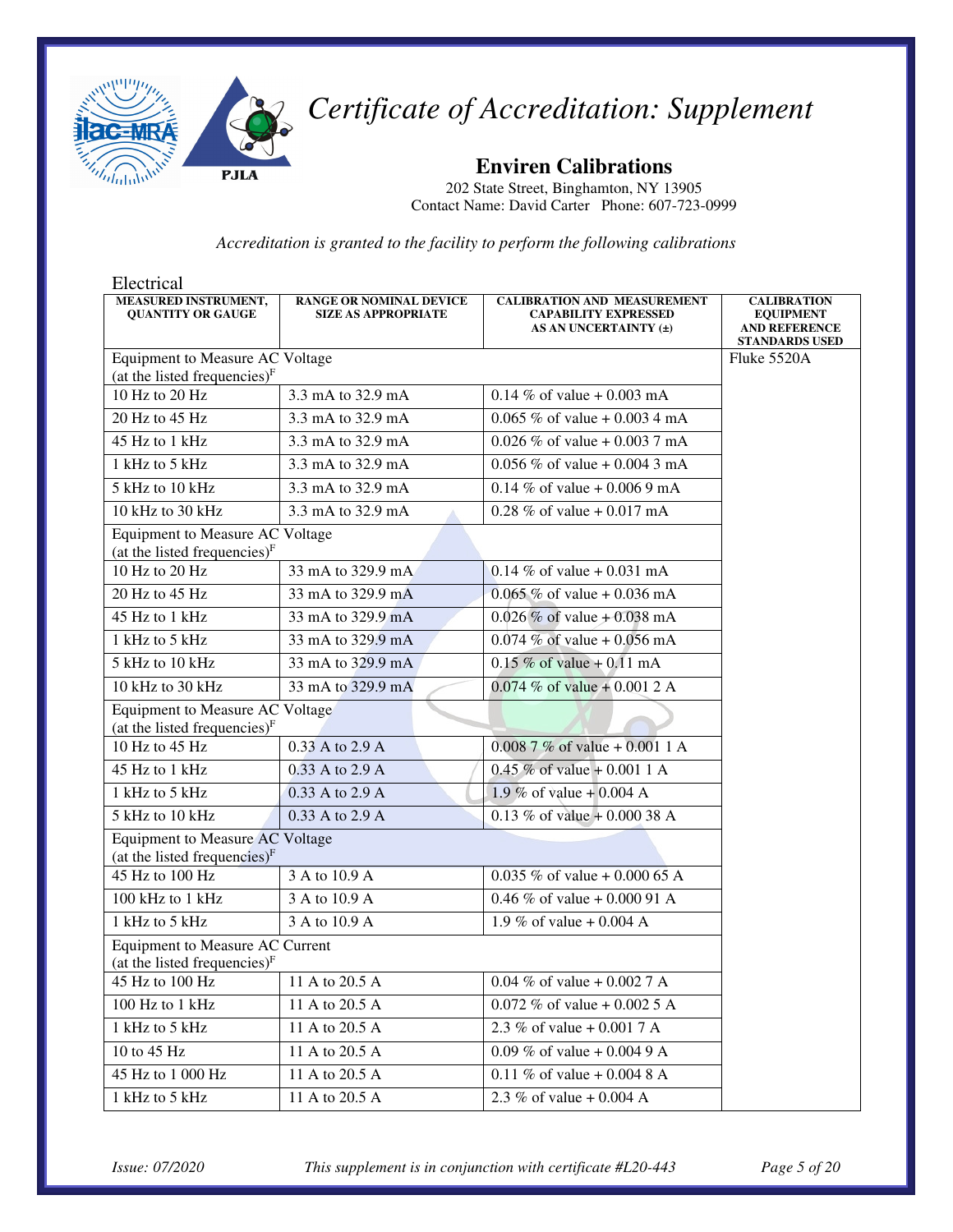# Certificate of Accreditation: Supplement

## Enviren Calibrations

202 State Street, Binghamton, NY 13905
Contact Name: David Carter Phone: 607-723-0999

*Accreditation is granted to the facility to perform the following calibrations*

Electrical

| MEASURED INSTRUMENT, QUANTITY OR GAUGE | RANGE OR NOMINAL DEVICE SIZE AS APPROPRIATE | CALIBRATION AND MEASUREMENT CAPABILITY EXPRESSED AS AN UNCERTAINTY (±) | CALIBRATION EQUIPMENT AND REFERENCE STANDARDS USED |
|---|---|---|---|
| Equipment to Measure AC Voltage (at the listed frequencies)[F] | | | Fluke 5520A |
| 10 Hz to 20 Hz | 3.3 mA to 32.9 mA | 0.14 % of value + 0.003 mA | |
| 20 Hz to 45 Hz | 3.3 mA to 32.9 mA | 0.065 % of value + 0.003 4 mA | |
| 45 Hz to 1 kHz | 3.3 mA to 32.9 mA | 0.026 % of value + 0.003 7 mA | |
| 1 kHz to 5 kHz | 3.3 mA to 32.9 mA | 0.056 % of value + 0.004 3 mA | |
| 5 kHz to 10 kHz | 3.3 mA to 32.9 mA | 0.14 % of value + 0.006 9 mA | |
| 10 kHz to 30 kHz | 3.3 mA to 32.9 mA | 0.28 % of value + 0.017 mA | |
| Equipment to Measure AC Voltage (at the listed frequencies)[F] | | | |
| 10 Hz to 20 Hz | 33 mA to 329.9 mA | 0.14 % of value + 0.031 mA | |
| 20 Hz to 45 Hz | 33 mA to 329.9 mA | 0.065 % of value + 0.036 mA | |
| 45 Hz to 1 kHz | 33 mA to 329.9 mA | 0.026 % of value + 0.038 mA | |
| 1 kHz to 5 kHz | 33 mA to 329.9 mA | 0.074 % of value + 0.056 mA | |
| 5 kHz to 10 kHz | 33 mA to 329.9 mA | 0.15 % of value + 0.11 mA | |
| 10 kHz to 30 kHz | 33 mA to 329.9 mA | 0.074 % of value + 0.001 2 A | |
| Equipment to Measure AC Voltage (at the listed frequencies)[F] | | | |
| 10 Hz to 45 Hz | 0.33 A to 2.9 A | 0.008 7 % of value + 0.001 1 A | |
| 45 Hz to 1 kHz | 0.33 A to 2.9 A | 0.45 % of value + 0.001 1 A | |
| 1 kHz to 5 kHz | 0.33 A to 2.9 A | 1.9 % of value + 0.004 A | |
| 5 kHz to 10 kHz | 0.33 A to 2.9 A | 0.13 % of value + 0.000 38 A | |
| Equipment to Measure AC Voltage (at the listed frequencies)[F] | | | |
| 45 Hz to 100 Hz | 3 A to 10.9 A | 0.035 % of value + 0.000 65 A | |
| 100 kHz to 1 kHz | 3 A to 10.9 A | 0.46 % of value + 0.000 91 A | |
| 1 kHz to 5 kHz | 3 A to 10.9 A | 1.9 % of value + 0.004 A | |
| Equipment to Measure AC Current (at the listed frequencies)[F] | | | |
| 45 Hz to 100 Hz | 11 A to 20.5 A | 0.04 % of value + 0.002 7 A | |
| 100 Hz to 1 kHz | 11 A to 20.5 A | 0.072 % of value + 0.002 5 A | |
| 1 kHz to 5 kHz | 11 A to 20.5 A | 2.3 % of value + 0.001 7 A | |
| 10 to 45 Hz | 11 A to 20.5 A | 0.09 % of value + 0.004 9 A | |
| 45 Hz to 1 000 Hz | 11 A to 20.5 A | 0.11 % of value + 0.004 8 A | |
| 1 kHz to 5 kHz | 11 A to 20.5 A | 2.3 % of value + 0.004 A | |

*Issue: 07/2020* *This supplement is in conjunction with certificate #L20-443*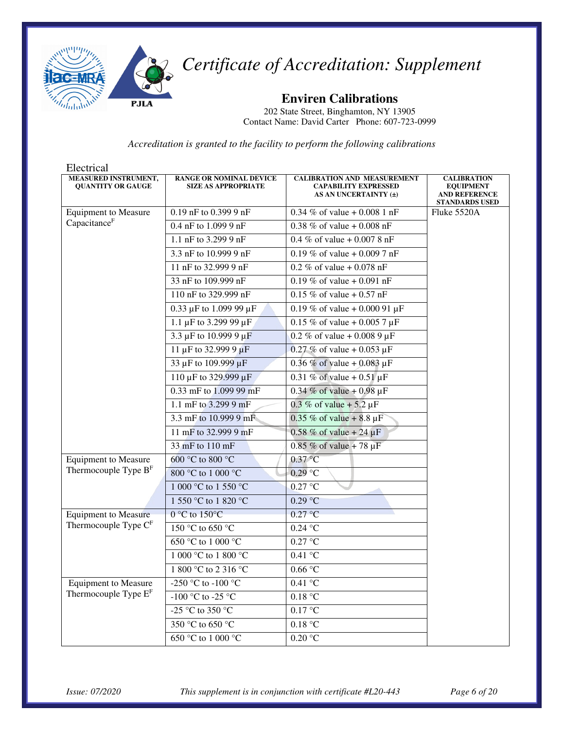# Certificate of Accreditation: Supplement

## Enviren Calibrations

202 State Street, Binghamton, NY 13905
Contact Name: David Carter Phone: 607-723-0999

*Accreditation is granted to the facility to perform the following calibrations*

Electrical

| MEASURED INSTRUMENT, QUANTITY OR GAUGE | RANGE OR NOMINAL DEVICE SIZE AS APPROPRIATE | CALIBRATION AND MEASUREMENT CAPABILITY EXPRESSED AS AN UNCERTAINTY (±) | CALIBRATION EQUIPMENT AND REFERENCE STANDARDS USED |
|---|---|---|---|
| Equipment to Measure Capacitance[F] | 0.19 nF to 0.399 9 nF | 0.34 % of value + 0.008 1 nF | Fluke 5520A |
| | 0.4 nF to 1.099 9 nF | 0.38 % of value + 0.008 nF | |
| | 1.1 nF to 3.299 9 nF | 0.4 % of value + 0.007 8 nF | |
| | 3.3 nF to 10.999 9 nF | 0.19 % of value + 0.009 7 nF | |
| | 11 nF to 32.999 9 nF | 0.2 % of value + 0.078 nF | |
| | 33 nF to 109.999 nF | 0.19 % of value + 0.091 nF | |
| | 110 nF to 329.999 nF | 0.15 % of value + 0.57 nF | |
| | 0.33 µF to 1.099 99 µF | 0.19 % of value + 0.000 91 µF | |
| | 1.1 µF to 3.299 99 µF | 0.15 % of value + 0.005 7 µF | |
| | 3.3 µF to 10.999 9 µF | 0.2 % of value + 0.008 9 µF | |
| | 11 µF to 32.999 9 µF | 0.27 % of value + 0.053 µF | |
| | 33 µF to 109.999 µF | 0.36 % of value + 0.083 µF | |
| | 110 µF to 329.999 µF | 0.31 % of value + 0.51 µF | |
| | 0.33 mF to 1.099 99 mF | 0.34 % of value + 0.98 µF | |
| | 1.1 mF to 3.299 9 mF | 0.3 % of value + 5.2 µF | |
| | 3.3 mF to 10.999 9 mF | 0.35 % of value + 8.8 µF | |
| | 11 mF to 32.999 9 mF | 0.58 % of value + 24 µF | |
| | 33 mF to 110 mF | 0.85 % of value + 78 µF | |
| Equipment to Measure Thermocouple Type B[F] | 600 °C to 800 °C | 0.37 °C | |
| | 800 °C to 1 000 °C | 0.29 °C | |
| | 1 000 °C to 1 550 °C | 0.27 °C | |
| | 1 550 °C to 1 820 °C | 0.29 °C | |
| Equipment to Measure Thermocouple Type C[F] | 0 °C to 150°C | 0.27 °C | |
| | 150 °C to 650 °C | 0.24 °C | |
| | 650 °C to 1 000 °C | 0.27 °C | |
| | 1 000 °C to 1 800 °C | 0.41 °C | |
| | 1 800 °C to 2 316 °C | 0.66 °C | |
| Equipment to Measure Thermocouple Type E[F] | -250 °C to -100 °C | 0.41 °C | |
| | -100 °C to -25 °C | 0.18 °C | |
| | -25 °C to 350 °C | 0.17 °C | |
| | 350 °C to 650 °C | 0.18 °C | |
| | 650 °C to 1 000 °C | 0.20 °C | |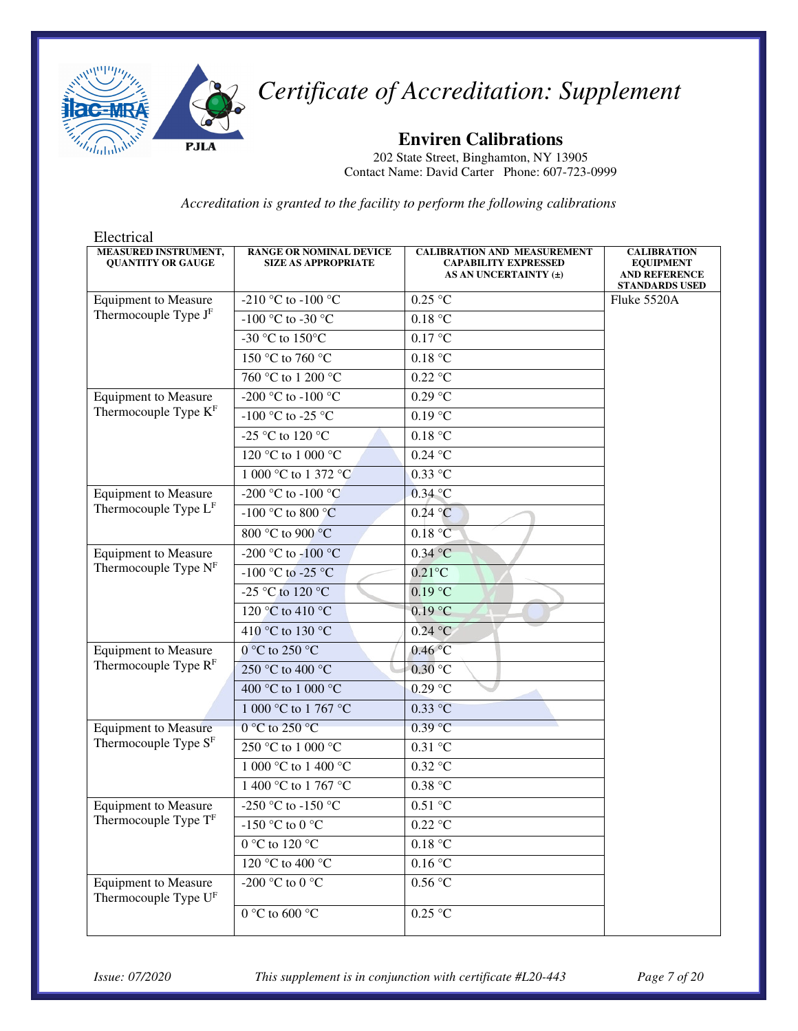# Certificate of Accreditation: Supplement

## Enviren Calibrations

202 State Street, Binghamton, NY 13905
Contact Name: David Carter Phone: 607-723-0999

*Accreditation is granted to the facility to perform the following calibrations*

Electrical

| MEASURED INSTRUMENT, QUANTITY OR GAUGE | RANGE OR NOMINAL DEVICE SIZE AS APPROPRIATE | CALIBRATION AND MEASUREMENT CAPABILITY EXPRESSED AS AN UNCERTAINTY (±) | CALIBRATION EQUIPMENT AND REFERENCE STANDARDS USED |
|---|---|---|---|
| Equipment to Measure Thermocouple Type J[F] | -210 °C to -100 °C | 0.25 °C | Fluke 5520A |
| | -100 °C to -30 °C | 0.18 °C | |
| | -30 °C to 150°C | 0.17 °C | |
| | 150 °C to 760 °C | 0.18 °C | |
| | 760 °C to 1 200 °C | 0.22 °C | |
| Equipment to Measure Thermocouple Type K[F] | -200 °C to -100 °C | 0.29 °C | |
| | -100 °C to -25 °C | 0.19 °C | |
| | -25 °C to 120 °C | 0.18 °C | |
| | 120 °C to 1 000 °C | 0.24 °C | |
| | 1 000 °C to 1 372 °C | 0.33 °C | |
| Equipment to Measure Thermocouple Type L[F] | -200 °C to -100 °C | 0.34 °C | |
| | -100 °C to 800 °C | 0.24 °C | |
| | 800 °C to 900 °C | 0.18 °C | |
| Equipment to Measure Thermocouple Type N[F] | -200 °C to -100 °C | 0.34 °C | |
| | -100 °C to -25 °C | 0.21°C | |
| | -25 °C to 120 °C | 0.19 °C | |
| | 120 °C to 410 °C | 0.19 °C | |
| | 410 °C to 130 °C | 0.24 °C | |
| Equipment to Measure Thermocouple Type R[F] | 0 °C to 250 °C | 0.46 °C | |
| | 250 °C to 400 °C | 0.30 °C | |
| | 400 °C to 1 000 °C | 0.29 °C | |
| | 1 000 °C to 1 767 °C | 0.33 °C | |
| Equipment to Measure Thermocouple Type S[F] | 0 °C to 250 °C | 0.39 °C | |
| | 250 °C to 1 000 °C | 0.31 °C | |
| | 1 000 °C to 1 400 °C | 0.32 °C | |
| | 1 400 °C to 1 767 °C | 0.38 °C | |
| Equipment to Measure Thermocouple Type T[F] | -250 °C to -150 °C | 0.51 °C | |
| | -150 °C to 0 °C | 0.22 °C | |
| | 0 °C to 120 °C | 0.18 °C | |
| | 120 °C to 400 °C | 0.16 °C | |
| Equipment to Measure Thermocouple Type U[F] | -200 °C to 0 °C | 0.56 °C | |
| | 0 °C to 600 °C | 0.25 °C | |

*Issue: 07/2020* *This supplement is in conjunction with certificate #L20-443*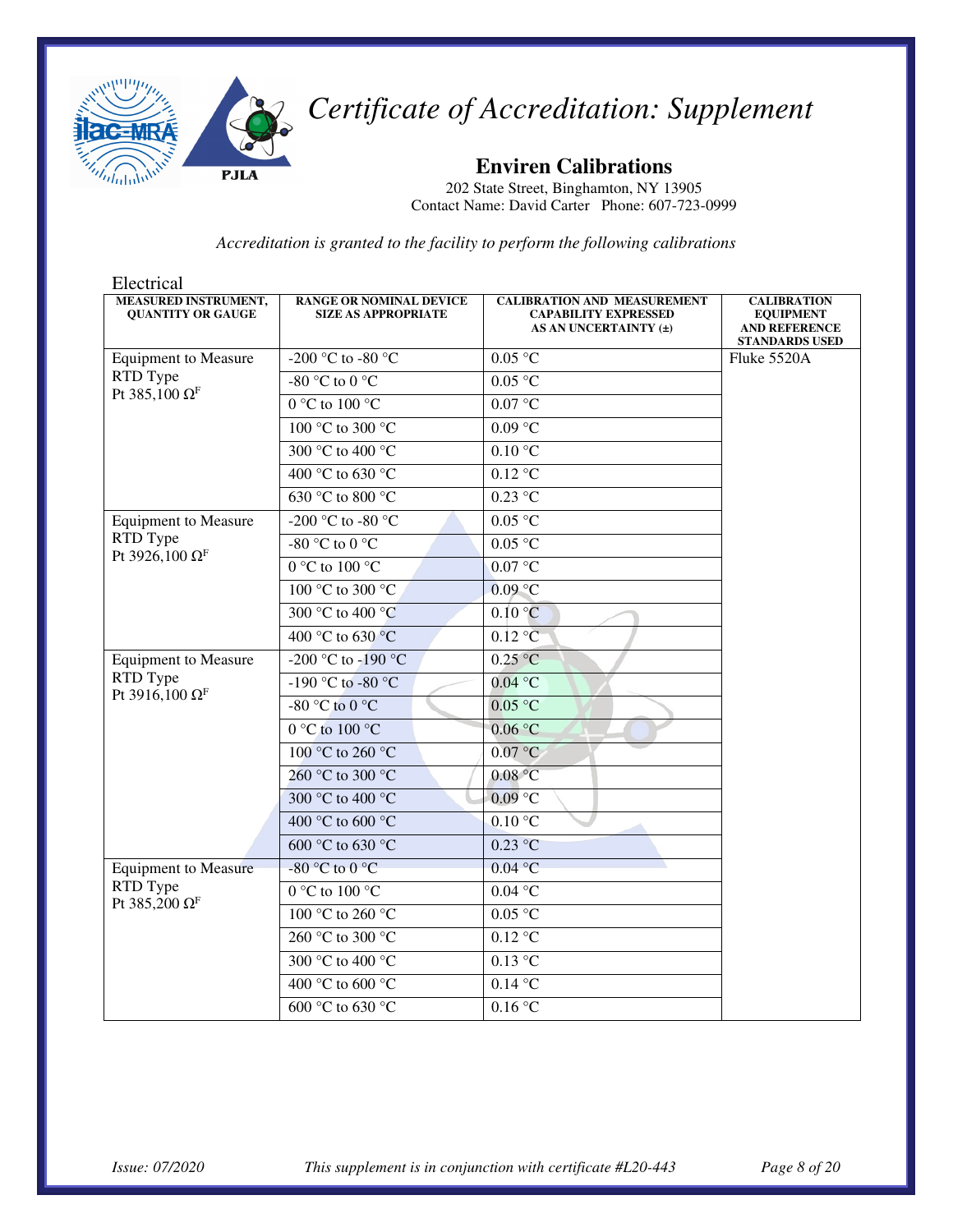# *Certificate of Accreditation: Supplement*

## Enviren Calibrations

202 State Street, Binghamton, NY 13905
Contact Name: David Carter Phone: 607-723-0999

*Accreditation is granted to the facility to perform the following calibrations*

Electrical

| MEASURED INSTRUMENT, QUANTITY OR GAUGE | RANGE OR NOMINAL DEVICE SIZE AS APPROPRIATE | CALIBRATION AND MEASUREMENT CAPABILITY EXPRESSED AS AN UNCERTAINTY (±) | CALIBRATION EQUIPMENT AND REFERENCE STANDARDS USED |
|---|---|---|---|
| Equipment to Measure RTD Type Pt 385,100 Ω[F] | -200 °C to -80 °C | 0.05 °C | Fluke 5520A |
| | -80 °C to 0 °C | 0.05 °C | |
| | 0 °C to 100 °C | 0.07 °C | |
| | 100 °C to 300 °C | 0.09 °C | |
| | 300 °C to 400 °C | 0.10 °C | |
| | 400 °C to 630 °C | 0.12 °C | |
| | 630 °C to 800 °C | 0.23 °C | |
| Equipment to Measure RTD Type Pt 3926,100 Ω[F] | -200 °C to -80 °C | 0.05 °C | |
| | -80 °C to 0 °C | 0.05 °C | |
| | 0 °C to 100 °C | 0.07 °C | |
| | 100 °C to 300 °C | 0.09 °C | |
| | 300 °C to 400 °C | 0.10 °C | |
| | 400 °C to 630 °C | 0.12 °C | |
| Equipment to Measure RTD Type Pt 3916,100 Ω[F] | -200 °C to -190 °C | 0.25 °C | |
| | -190 °C to -80 °C | 0.04 °C | |
| | -80 °C to 0 °C | 0.05 °C | |
| | 0 °C to 100 °C | 0.06 °C | |
| | 100 °C to 260 °C | 0.07 °C | |
| | 260 °C to 300 °C | 0.08 °C | |
| | 300 °C to 400 °C | 0.09 °C | |
| | 400 °C to 600 °C | 0.10 °C | |
| | 600 °C to 630 °C | 0.23 °C | |
| Equipment to Measure RTD Type Pt 385,200 Ω[F] | -80 °C to 0 °C | 0.04 °C | |
| | 0 °C to 100 °C | 0.04 °C | |
| | 100 °C to 260 °C | 0.05 °C | |
| | 260 °C to 300 °C | 0.12 °C | |
| | 300 °C to 400 °C | 0.13 °C | |
| | 400 °C to 600 °C | 0.14 °C | |
| | 600 °C to 630 °C | 0.16 °C | |

*Issue: 07/2020* *This supplement is in conjunction with certificate #L20-443*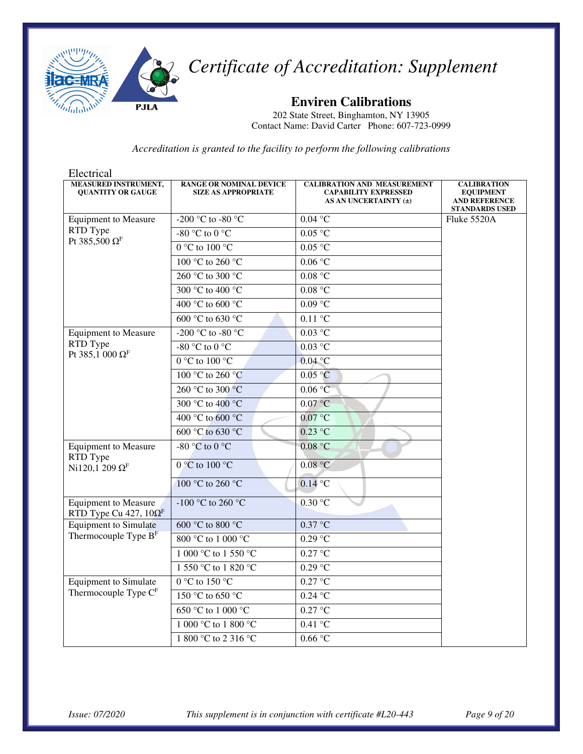# Certificate of Accreditation: Supplement

## Enviren Calibrations

202 State Street, Binghamton, NY 13905
Contact Name: David Carter Phone: 607-723-0999

*Accreditation is granted to the facility to perform the following calibrations*

Electrical

| MEASURED INSTRUMENT, QUANTITY OR GAUGE | RANGE OR NOMINAL DEVICE SIZE AS APPROPRIATE | CALIBRATION AND MEASUREMENT CAPABILITY EXPRESSED AS AN UNCERTAINTY (±) | CALIBRATION EQUIPMENT AND REFERENCE STANDARDS USED |
|---|---|---|---|
| Equipment to Measure RTD Type Pt 385,500 Ω[F] | -200 °C to -80 °C | 0.04 °C | Fluke 5520A |
| | -80 °C to 0 °C | 0.05 °C | |
| | 0 °C to 100 °C | 0.05 °C | |
| | 100 °C to 260 °C | 0.06 °C | |
| | 260 °C to 300 °C | 0.08 °C | |
| | 300 °C to 400 °C | 0.08 °C | |
| | 400 °C to 600 °C | 0.09 °C | |
| | 600 °C to 630 °C | 0.11 °C | |
| Equipment to Measure RTD Type Pt 385,1 000 Ω[F] | -200 °C to -80 °C | 0.03 °C | |
| | -80 °C to 0 °C | 0.03 °C | |
| | 0 °C to 100 °C | 0.04 °C | |
| | 100 °C to 260 °C | 0.05 °C | |
| | 260 °C to 300 °C | 0.06 °C | |
| | 300 °C to 400 °C | 0.07 °C | |
| | 400 °C to 600 °C | 0.07 °C | |
| | 600 °C to 630 °C | 0.23 °C | |
| Equipment to Measure RTD Type Ni120,1 209 Ω[F] | -80 °C to 0 °C | 0.08 °C | |
| | 0 °C to 100 °C | 0.08 °C | |
| | 100 °C to 260 °C | 0.14 °C | |
| Equipment to Measure RTD Type Cu 427, 10Ω[F] | -100 °C to 260 °C | 0.30 °C | |
| Equipment to Simulate Thermocouple Type B[F] | 600 °C to 800 °C | 0.37 °C | |
| | 800 °C to 1 000 °C | 0.29 °C | |
| | 1 000 °C to 1 550 °C | 0.27 °C | |
| | 1 550 °C to 1 820 °C | 0.29 °C | |
| Equipment to Simulate Thermocouple Type C[F] | 0 °C to 150 °C | 0.27 °C | |
| | 150 °C to 650 °C | 0.24 °C | |
| | 650 °C to 1 000 °C | 0.27 °C | |
| | 1 000 °C to 1 800 °C | 0.41 °C | |
| | 1 800 °C to 2 316 °C | 0.66 °C | |

*Issue: 07/2020* *This supplement is in conjunction with certificate #L20-443*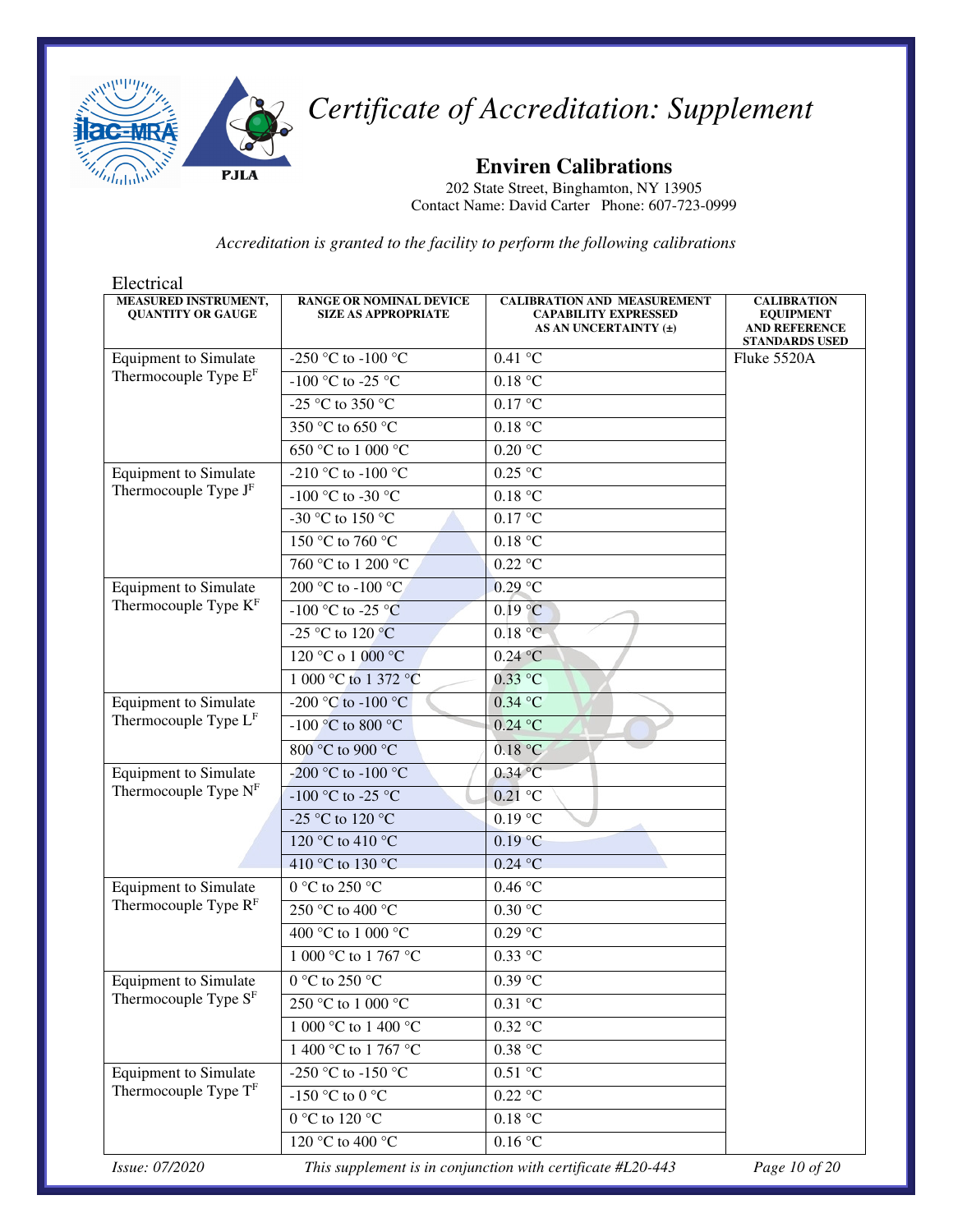# Certificate of Accreditation: Supplement

## Enviren Calibrations

202 State Street, Binghamton, NY 13905
Contact Name: David Carter Phone: 607-723-0999

*Accreditation is granted to the facility to perform the following calibrations*

Electrical

| MEASURED INSTRUMENT, QUANTITY OR GAUGE | RANGE OR NOMINAL DEVICE SIZE AS APPROPRIATE | CALIBRATION AND MEASUREMENT CAPABILITY EXPRESSED AS AN UNCERTAINTY (±) | CALIBRATION EQUIPMENT AND REFERENCE STANDARDS USED |
|---|---|---|---|
| Equipment to Simulate Thermocouple Type E[F] | -250 °C to -100 °C | 0.41 °C | Fluke 5520A |
| | -100 °C to -25 °C | 0.18 °C | |
| | -25 °C to 350 °C | 0.17 °C | |
| | 350 °C to 650 °C | 0.18 °C | |
| | 650 °C to 1 000 °C | 0.20 °C | |
| Equipment to Simulate Thermocouple Type J[F] | -210 °C to -100 °C | 0.25 °C | |
| | -100 °C to -30 °C | 0.18 °C | |
| | -30 °C to 150 °C | 0.17 °C | |
| | 150 °C to 760 °C | 0.18 °C | |
| | 760 °C to 1 200 °C | 0.22 °C | |
| Equipment to Simulate Thermocouple Type K[F] | 200 °C to -100 °C | 0.29 °C | |
| | -100 °C to -25 °C | 0.19 °C | |
| | -25 °C to 120 °C | 0.18 °C | |
| | 120 °C o 1 000 °C | 0.24 °C | |
| | 1 000 °C to 1 372 °C | 0.33 °C | |
| Equipment to Simulate Thermocouple Type L[F] | -200 °C to -100 °C | 0.34 °C | |
| | -100 °C to 800 °C | 0.24 °C | |
| | 800 °C to 900 °C | 0.18 °C | |
| Equipment to Simulate Thermocouple Type N[F] | -200 °C to -100 °C | 0.34 °C | |
| | -100 °C to -25 °C | 0.21 °C | |
| | -25 °C to 120 °C | 0.19 °C | |
| | 120 °C to 410 °C | 0.19 °C | |
| | 410 °C to 130 °C | 0.24 °C | |
| Equipment to Simulate Thermocouple Type R[F] | 0 °C to 250 °C | 0.46 °C | |
| | 250 °C to 400 °C | 0.30 °C | |
| | 400 °C to 1 000 °C | 0.29 °C | |
| | 1 000 °C to 1 767 °C | 0.33 °C | |
| Equipment to Simulate Thermocouple Type S[F] | 0 °C to 250 °C | 0.39 °C | |
| | 250 °C to 1 000 °C | 0.31 °C | |
| | 1 000 °C to 1 400 °C | 0.32 °C | |
| | 1 400 °C to 1 767 °C | 0.38 °C | |
| Equipment to Simulate Thermocouple Type T[F] | -250 °C to -150 °C | 0.51 °C | |
| | -150 °C to 0 °C | 0.22 °C | |
| | 0 °C to 120 °C | 0.18 °C | |
| | 120 °C to 400 °C | 0.16 °C | |

*Issue: 07/2020* *This supplement is in conjunction with certificate #L20-443*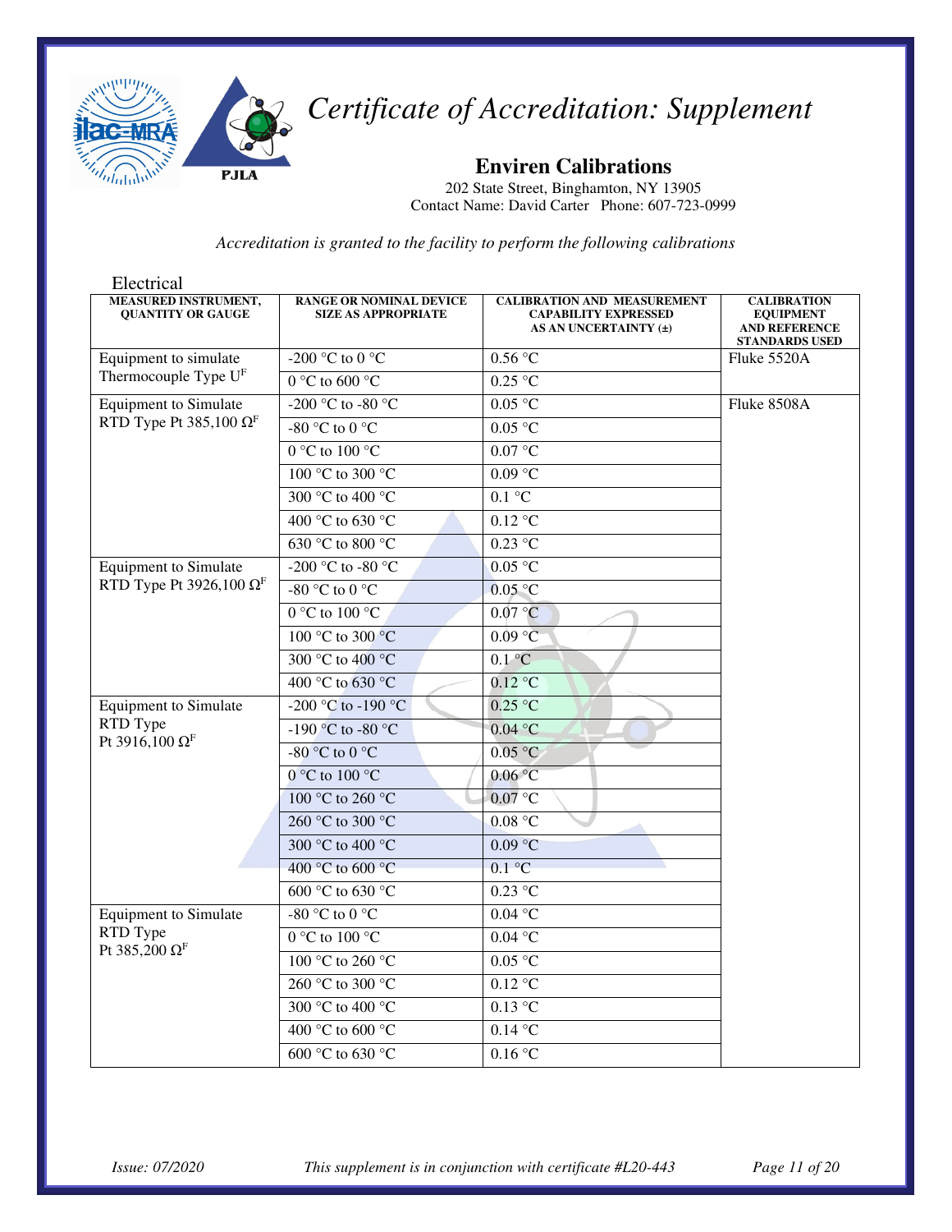# *Certificate of Accreditation: Supplement*

## Enviren Calibrations

202 State Street, Binghamton, NY 13905
Contact Name: David Carter Phone: 607-723-0999

*Accreditation is granted to the facility to perform the following calibrations*

Electrical

| MEASURED INSTRUMENT, QUANTITY OR GAUGE | RANGE OR NOMINAL DEVICE SIZE AS APPROPRIATE | CALIBRATION AND MEASUREMENT CAPABILITY EXPRESSED AS AN UNCERTAINTY (±) | CALIBRATION EQUIPMENT AND REFERENCE STANDARDS USED |
|---|---|---|---|
| Equipment to simulate Thermocouple Type U[F] | -200 °C to 0 °C | 0.56 °C | Fluke 5520A |
| | 0 °C to 600 °C | 0.25 °C | |
| Equipment to Simulate RTD Type Pt 385,100 Ω[F] | -200 °C to -80 °C | 0.05 °C | Fluke 8508A |
| | -80 °C to 0 °C | 0.05 °C | |
| | 0 °C to 100 °C | 0.07 °C | |
| | 100 °C to 300 °C | 0.09 °C | |
| | 300 °C to 400 °C | 0.1 °C | |
| | 400 °C to 630 °C | 0.12 °C | |
| | 630 °C to 800 °C | 0.23 °C | |
| Equipment to Simulate RTD Type Pt 3926,100 Ω[F] | -200 °C to -80 °C | 0.05 °C | |
| | -80 °C to 0 °C | 0.05 °C | |
| | 0 °C to 100 °C | 0.07 °C | |
| | 100 °C to 300 °C | 0.09 °C | |
| | 300 °C to 400 °C | 0.1 °C | |
| | 400 °C to 630 °C | 0.12 °C | |
| Equipment to Simulate RTD Type Pt 3916,100 Ω[F] | -200 °C to -190 °C | 0.25 °C | |
| | -190 °C to -80 °C | 0.04 °C | |
| | -80 °C to 0 °C | 0.05 °C | |
| | 0 °C to 100 °C | 0.06 °C | |
| | 100 °C to 260 °C | 0.07 °C | |
| | 260 °C to 300 °C | 0.08 °C | |
| | 300 °C to 400 °C | 0.09 °C | |
| | 400 °C to 600 °C | 0.1 °C | |
| | 600 °C to 630 °C | 0.23 °C | |
| Equipment to Simulate RTD Type Pt 385,200 Ω[F] | -80 °C to 0 °C | 0.04 °C | |
| | 0 °C to 100 °C | 0.04 °C | |
| | 100 °C to 260 °C | 0.05 °C | |
| | 260 °C to 300 °C | 0.12 °C | |
| | 300 °C to 400 °C | 0.13 °C | |
| | 400 °C to 600 °C | 0.14 °C | |
| | 600 °C to 630 °C | 0.16 °C | |

*Issue: 07/2020* *This supplement is in conjunction with certificate #L20-443*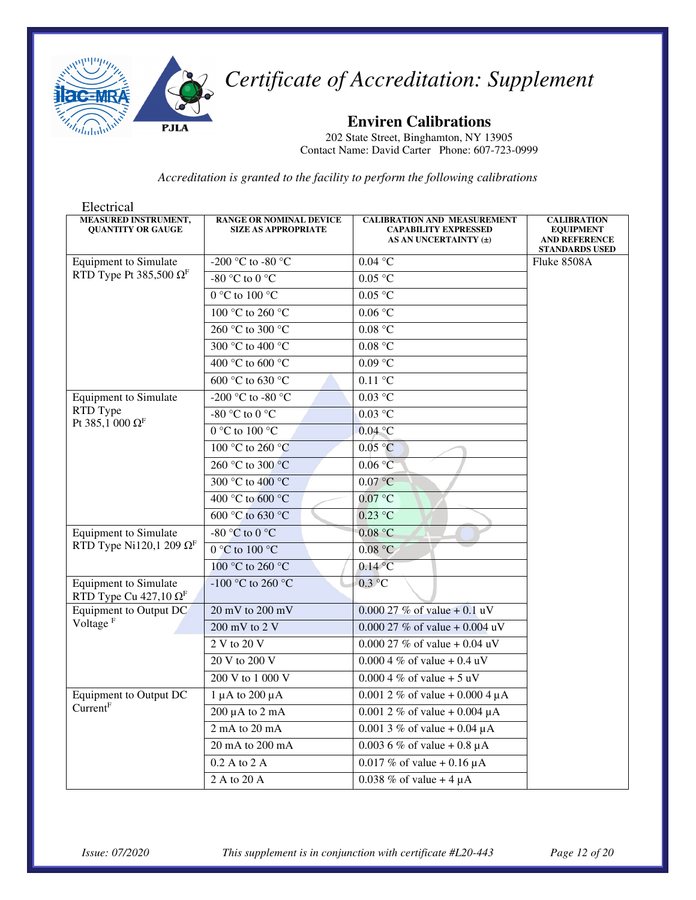# *Certificate of Accreditation: Supplement*

## Enviren Calibrations

202 State Street, Binghamton, NY 13905
Contact Name: David Carter Phone: 607-723-0999

*Accreditation is granted to the facility to perform the following calibrations*

Electrical

| MEASURED INSTRUMENT, QUANTITY OR GAUGE | RANGE OR NOMINAL DEVICE SIZE AS APPROPRIATE | CALIBRATION AND MEASUREMENT CAPABILITY EXPRESSED AS AN UNCERTAINTY (±) | CALIBRATION EQUIPMENT AND REFERENCE STANDARDS USED |
|---|---|---|---|
| Equipment to Simulate RTD Type Pt 385,500 Ω[F] | -200 °C to -80 °C | 0.04 °C | Fluke 8508A |
| | -80 °C to 0 °C | 0.05 °C | |
| | 0 °C to 100 °C | 0.05 °C | |
| | 100 °C to 260 °C | 0.06 °C | |
| | 260 °C to 300 °C | 0.08 °C | |
| | 300 °C to 400 °C | 0.08 °C | |
| | 400 °C to 600 °C | 0.09 °C | |
| | 600 °C to 630 °C | 0.11 °C | |
| Equipment to Simulate RTD Type Pt 385,1 000 Ω[F] | -200 °C to -80 °C | 0.03 °C | |
| | -80 °C to 0 °C | 0.03 °C | |
| | 0 °C to 100 °C | 0.04 °C | |
| | 100 °C to 260 °C | 0.05 °C | |
| | 260 °C to 300 °C | 0.06 °C | |
| | 300 °C to 400 °C | 0.07 °C | |
| | 400 °C to 600 °C | 0.07 °C | |
| | 600 °C to 630 °C | 0.23 °C | |
| Equipment to Simulate RTD Type Ni120,1 209 Ω[F] | -80 °C to 0 °C | 0.08 °C | |
| | 0 °C to 100 °C | 0.08 °C | |
| | 100 °C to 260 °C | 0.14 °C | |
| Equipment to Simulate RTD Type Cu 427,10 Ω[F] | -100 °C to 260 °C | 0.3 °C | |
| Equipment to Output DC Voltage [F] | 20 mV to 200 mV | 0.000 27 % of value + 0.1 uV | |
| | 200 mV to 2 V | 0.000 27 % of value + 0.004 uV | |
| | 2 V to 20 V | 0.000 27 % of value + 0.04 uV | |
| | 20 V to 200 V | 0.000 4 % of value + 0.4 uV | |
| | 200 V to 1 000 V | 0.000 4 % of value + 5 uV | |
| Equipment to Output DC Current[F] | 1 µA to 200 µA | 0.001 2 % of value + 0.000 4 µA | |
| | 200 µA to 2 mA | 0.001 2 % of value + 0.004 µA | |
| | 2 mA to 20 mA | 0.001 3 % of value + 0.04 µA | |
| | 20 mA to 200 mA | 0.003 6 % of value + 0.8 µA | |
| | 0.2 A to 2 A | 0.017 % of value + 0.16 µA | |
| | 2 A to 20 A | 0.038 % of value + 4 µA | |

*Issue: 07/2020* *This supplement is in conjunction with certificate #L20-443*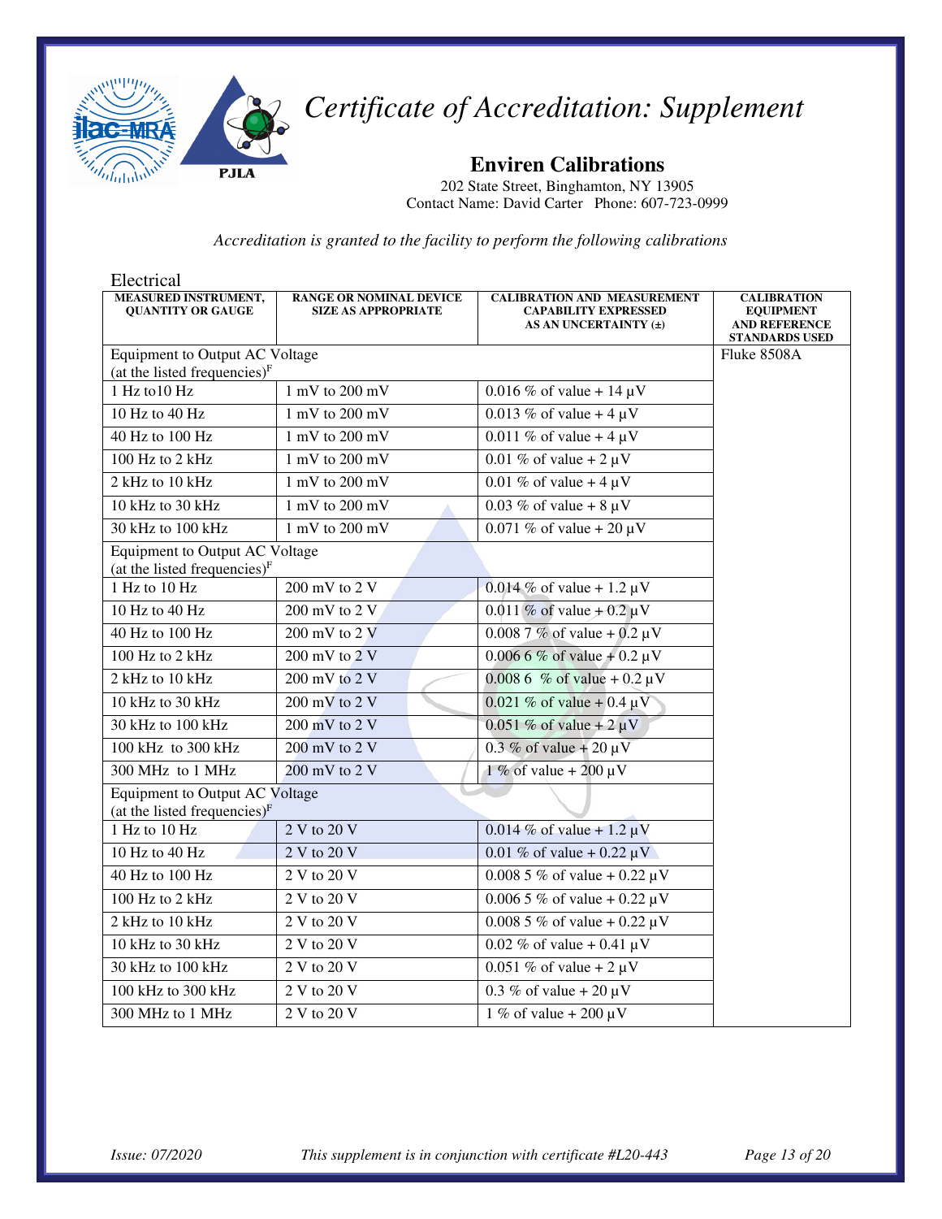# *Certificate of Accreditation: Supplement*

## Enviren Calibrations

202 State Street, Binghamton, NY 13905
Contact Name: David Carter Phone: 607-723-0999

*Accreditation is granted to the facility to perform the following calibrations*

### Electrical

| MEASURED INSTRUMENT, QUANTITY OR GAUGE | RANGE OR NOMINAL DEVICE SIZE AS APPROPRIATE | CALIBRATION AND MEASUREMENT CAPABILITY EXPRESSED AS AN UNCERTAINTY (±) | CALIBRATION EQUIPMENT AND REFERENCE STANDARDS USED |
|---|---|---|---|
| Equipment to Output AC Voltage (at the listed frequencies)[F] | | | Fluke 8508A |
| 1 Hz to10 Hz | 1 mV to 200 mV | 0.016 % of value + 14 µV | |
| 10 Hz to 40 Hz | 1 mV to 200 mV | 0.013 % of value + 4 µV | |
| 40 Hz to 100 Hz | 1 mV to 200 mV | 0.011 % of value + 4 µV | |
| 100 Hz to 2 kHz | 1 mV to 200 mV | 0.01 % of value + 2 µV | |
| 2 kHz to 10 kHz | 1 mV to 200 mV | 0.01 % of value + 4 µV | |
| 10 kHz to 30 kHz | 1 mV to 200 mV | 0.03 % of value + 8 µV | |
| 30 kHz to 100 kHz | 1 mV to 200 mV | 0.071 % of value + 20 µV | |
| Equipment to Output AC Voltage (at the listed frequencies)[F] | | | |
| 1 Hz to 10 Hz | 200 mV to 2 V | 0.014 % of value + 1.2 µV | |
| 10 Hz to 40 Hz | 200 mV to 2 V | 0.011 % of value + 0.2 µV | |
| 40 Hz to 100 Hz | 200 mV to 2 V | 0.008 7 % of value + 0.2 µV | |
| 100 Hz to 2 kHz | 200 mV to 2 V | 0.006 6 % of value + 0.2 µV | |
| 2 kHz to 10 kHz | 200 mV to 2 V | 0.008 6 % of value + 0.2 µV | |
| 10 kHz to 30 kHz | 200 mV to 2 V | 0.021 % of value + 0.4 µV | |
| 30 kHz to 100 kHz | 200 mV to 2 V | 0.051 % of value + 2 µV | |
| 100 kHz to 300 kHz | 200 mV to 2 V | 0.3 % of value + 20 µV | |
| 300 MHz to 1 MHz | 200 mV to 2 V | 1 % of value + 200 µV | |
| Equipment to Output AC Voltage (at the listed frequencies)[F] | | | |
| 1 Hz to 10 Hz | 2 V to 20 V | 0.014 % of value + 1.2 µV | |
| 10 Hz to 40 Hz | 2 V to 20 V | 0.01 % of value + 0.22 µV | |
| 40 Hz to 100 Hz | 2 V to 20 V | 0.008 5 % of value + 0.22 µV | |
| 100 Hz to 2 kHz | 2 V to 20 V | 0.006 5 % of value + 0.22 µV | |
| 2 kHz to 10 kHz | 2 V to 20 V | 0.008 5 % of value + 0.22 µV | |
| 10 kHz to 30 kHz | 2 V to 20 V | 0.02 % of value + 0.41 µV | |
| 30 kHz to 100 kHz | 2 V to 20 V | 0.051 % of value + 2 µV | |
| 100 kHz to 300 kHz | 2 V to 20 V | 0.3 % of value + 20 µV | |
| 300 MHz to 1 MHz | 2 V to 20 V | 1 % of value + 200 µV | |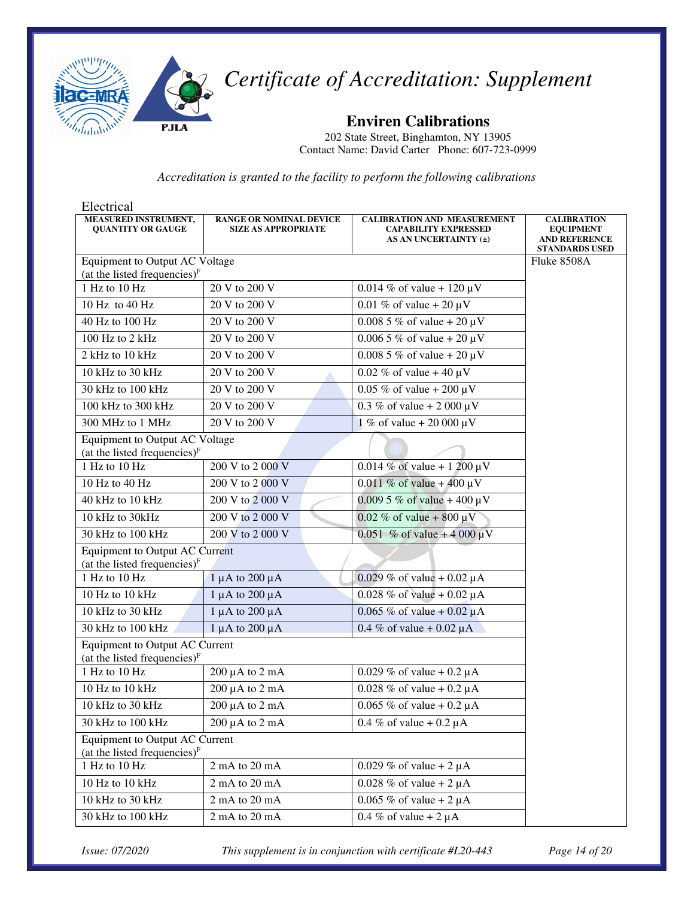# Certificate of Accreditation: Supplement

## Enviren Calibrations

202 State Street, Binghamton, NY 13905
Contact Name: David Carter Phone: 607-723-0999

*Accreditation is granted to the facility to perform the following calibrations*

Electrical

| MEASURED INSTRUMENT, QUANTITY OR GAUGE | RANGE OR NOMINAL DEVICE SIZE AS APPROPRIATE | CALIBRATION AND MEASUREMENT CAPABILITY EXPRESSED AS AN UNCERTAINTY (±) | CALIBRATION EQUIPMENT AND REFERENCE STANDARDS USED |
|---|---|---|---|
| Equipment to Output AC Voltage (at the listed frequencies)[F] | | | Fluke 8508A |
| 1 Hz to 10 Hz | 20 V to 200 V | 0.014 % of value + 120 µV | |
| 10 Hz to 40 Hz | 20 V to 200 V | 0.01 % of value + 20 µV | |
| 40 Hz to 100 Hz | 20 V to 200 V | 0.008 5 % of value + 20 µV | |
| 100 Hz to 2 kHz | 20 V to 200 V | 0.006 5 % of value + 20 µV | |
| 2 kHz to 10 kHz | 20 V to 200 V | 0.008 5 % of value + 20 µV | |
| 10 kHz to 30 kHz | 20 V to 200 V | 0.02 % of value + 40 µV | |
| 30 kHz to 100 kHz | 20 V to 200 V | 0.05 % of value + 200 µV | |
| 100 kHz to 300 kHz | 20 V to 200 V | 0.3 % of value + 2 000 µV | |
| 300 MHz to 1 MHz | 20 V to 200 V | 1 % of value + 20 000 µV | |
| Equipment to Output AC Voltage (at the listed frequencies)[F] | | | |
| 1 Hz to 10 Hz | 200 V to 2 000 V | 0.014 % of value + 1 200 µV | |
| 10 Hz to 40 Hz | 200 V to 2 000 V | 0.011 % of value + 400 µV | |
| 40 kHz to 10 kHz | 200 V to 2 000 V | 0.009 5 % of value + 400 µV | |
| 10 kHz to 30kHz | 200 V to 2 000 V | 0.02 % of value + 800 µV | |
| 30 kHz to 100 kHz | 200 V to 2 000 V | 0.051 % of value + 4 000 µV | |
| Equipment to Output AC Current (at the listed frequencies)[F] | | | |
| 1 Hz to 10 Hz | 1 µA to 200 µA | 0.029 % of value + 0.02 µA | |
| 10 Hz to 10 kHz | 1 µA to 200 µA | 0.028 % of value + 0.02 µA | |
| 10 kHz to 30 kHz | 1 µA to 200 µA | 0.065 % of value + 0.02 µA | |
| 30 kHz to 100 kHz | 1 µA to 200 µA | 0.4 % of value + 0.02 µA | |
| Equipment to Output AC Current (at the listed frequencies)[F] | | | |
| 1 Hz to 10 Hz | 200 µA to 2 mA | 0.029 % of value + 0.2 µA | |
| 10 Hz to 10 kHz | 200 µA to 2 mA | 0.028 % of value + 0.2 µA | |
| 10 kHz to 30 kHz | 200 µA to 2 mA | 0.065 % of value + 0.2 µA | |
| 30 kHz to 100 kHz | 200 µA to 2 mA | 0.4 % of value + 0.2 µA | |
| Equipment to Output AC Current (at the listed frequencies)[F] | | | |
| 1 Hz to 10 Hz | 2 mA to 20 mA | 0.029 % of value + 2 µA | |
| 10 Hz to 10 kHz | 2 mA to 20 mA | 0.028 % of value + 2 µA | |
| 10 kHz to 30 kHz | 2 mA to 20 mA | 0.065 % of value + 2 µA | |
| 30 kHz to 100 kHz | 2 mA to 20 mA | 0.4 % of value + 2 µA | |

*Issue: 07/2020* *This supplement is in conjunction with certificate #L20-443*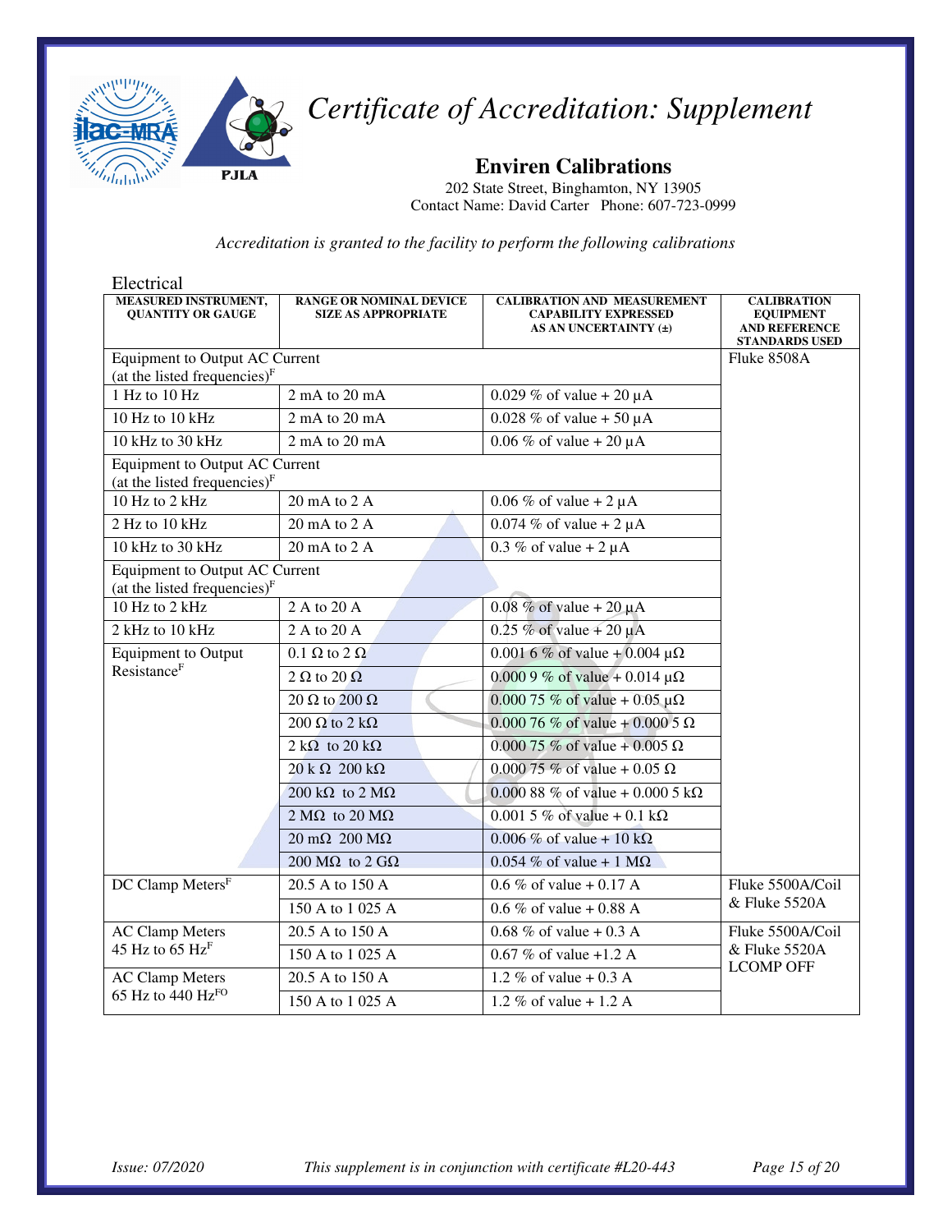# *Certificate of Accreditation: Supplement*

## Enviren Calibrations

202 State Street, Binghamton, NY 13905
Contact Name: David Carter Phone: 607-723-0999

*Accreditation is granted to the facility to perform the following calibrations*

Electrical

| MEASURED INSTRUMENT, QUANTITY OR GAUGE | RANGE OR NOMINAL DEVICE SIZE AS APPROPRIATE | CALIBRATION AND MEASUREMENT CAPABILITY EXPRESSED AS AN UNCERTAINTY (±) | CALIBRATION EQUIPMENT AND REFERENCE STANDARDS USED |
|---|---|---|---|
| Equipment to Output AC Current (at the listed frequencies)[F] | | | Fluke 8508A |
| 1 Hz to 10 Hz | 2 mA to 20 mA | 0.029 % of value + 20 µA | |
| 10 Hz to 10 kHz | 2 mA to 20 mA | 0.028 % of value + 50 µA | |
| 10 kHz to 30 kHz | 2 mA to 20 mA | 0.06 % of value + 20 µA | |
| Equipment to Output AC Current (at the listed frequencies)[F] | | | |
| 10 Hz to 2 kHz | 20 mA to 2 A | 0.06 % of value + 2 µA | |
| 2 Hz to 10 kHz | 20 mA to 2 A | 0.074 % of value + 2 µA | |
| 10 kHz to 30 kHz | 20 mA to 2 A | 0.3 % of value + 2 µA | |
| Equipment to Output AC Current (at the listed frequencies)[F] | | | |
| 10 Hz to 2 kHz | 2 A to 20 A | 0.08 % of value + 20 µA | |
| 2 kHz to 10 kHz | 2 A to 20 A | 0.25 % of value + 20 µA | |
| Equipment to Output Resistance[F] | 0.1 Ω to 2 Ω | 0.001 6 % of value + 0.004 µΩ | |
| | 2 Ω to 20 Ω | 0.000 9 % of value + 0.014 µΩ | |
| | 20 Ω to 200 Ω | 0.000 75 % of value + 0.05 µΩ | |
| | 200 Ω to 2 kΩ | 0.000 76 % of value + 0.000 5 Ω | |
| | 2 kΩ to 20 kΩ | 0.000 75 % of value + 0.005 Ω | |
| | 20 k Ω 200 kΩ | 0.000 75 % of value + 0.05 Ω | |
| | 200 kΩ to 2 MΩ | 0.000 88 % of value + 0.000 5 kΩ | |
| | 2 MΩ to 20 MΩ | 0.001 5 % of value + 0.1 kΩ | |
| | 20 mΩ 200 MΩ | 0.006 % of value + 10 kΩ | |
| | 200 MΩ to 2 GΩ | 0.054 % of value + 1 MΩ | |
| DC Clamp Meters[F] | 20.5 A to 150 A | 0.6 % of value + 0.17 A | Fluke 5500A/Coil & Fluke 5520A |
| | 150 A to 1 025 A | 0.6 % of value + 0.88 A | |
| AC Clamp Meters 45 Hz to 65 Hz[F] | 20.5 A to 150 A | 0.68 % of value + 0.3 A | Fluke 5500A/Coil & Fluke 5520A LCOMP OFF |
| | 150 A to 1 025 A | 0.67 % of value +1.2 A | |
| AC Clamp Meters 65 Hz to 440 Hz[FO] | 20.5 A to 150 A | 1.2 % of value + 0.3 A | |
| | 150 A to 1 025 A | 1.2 % of value + 1.2 A | |

*Issue: 07/2020* *This supplement is in conjunction with certificate #L20-443*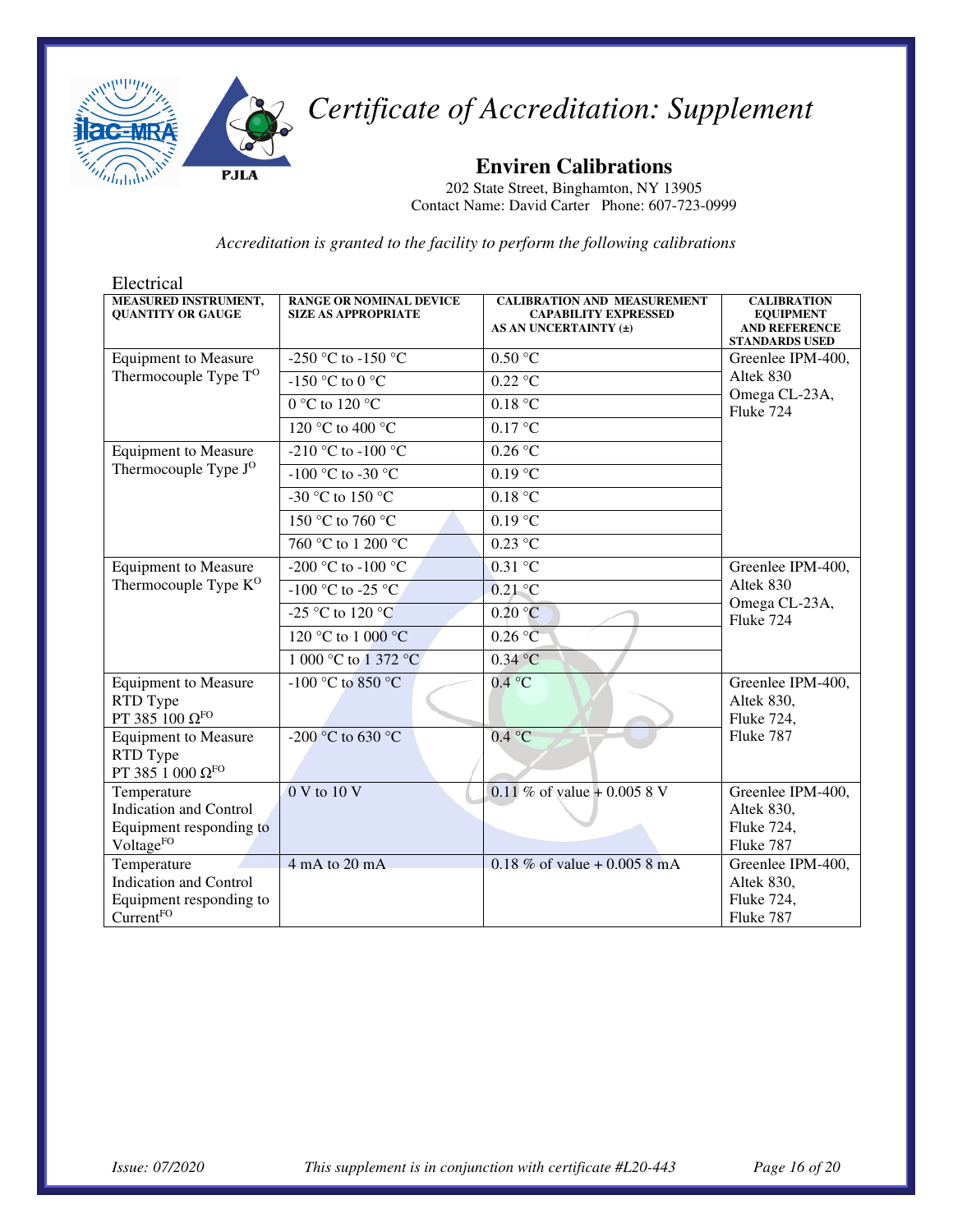# *Certificate of Accreditation: Supplement*

## Enviren Calibrations

202 State Street, Binghamton, NY 13905
Contact Name: David Carter Phone: 607-723-0999

*Accreditation is granted to the facility to perform the following calibrations*

Electrical

| MEASURED INSTRUMENT, QUANTITY OR GAUGE | RANGE OR NOMINAL DEVICE SIZE AS APPROPRIATE | CALIBRATION AND MEASUREMENT CAPABILITY EXPRESSED AS AN UNCERTAINTY (±) | CALIBRATION EQUIPMENT AND REFERENCE STANDARDS USED |
|---|---|---|---|
| Equipment to Measure Thermocouple Type T[O] | -250 °C to -150 °C | 0.50 °C | Greenlee IPM-400, Altek 830 Omega CL-23A, Fluke 724 |
| | -150 °C to 0 °C | 0.22 °C | |
| | 0 °C to 120 °C | 0.18 °C | |
| | 120 °C to 400 °C | 0.17 °C | |
| Equipment to Measure Thermocouple Type J[O] | -210 °C to -100 °C | 0.26 °C | |
| | -100 °C to -30 °C | 0.19 °C | |
| | -30 °C to 150 °C | 0.18 °C | |
| | 150 °C to 760 °C | 0.19 °C | |
| | 760 °C to 1 200 °C | 0.23 °C | |
| Equipment to Measure Thermocouple Type K[O] | -200 °C to -100 °C | 0.31 °C | Greenlee IPM-400, Altek 830 Omega CL-23A, Fluke 724 |
| | -100 °C to -25 °C | 0.21 °C | |
| | -25 °C to 120 °C | 0.20 °C | |
| | 120 °C to 1 000 °C | 0.26 °C | |
| | 1 000 °C to 1 372 °C | 0.34 °C | |
| Equipment to Measure RTD Type PT 385 100 Ω[FO] | -100 °C to 850 °C | 0.4 °C | Greenlee IPM-400, Altek 830, Fluke 724, Fluke 787 |
| Equipment to Measure RTD Type PT 385 1 000 Ω[FO] | -200 °C to 630 °C | 0.4 °C | |
| Temperature Indication and Control Equipment responding to Voltage[FO] | 0 V to 10 V | 0.11 % of value + 0.005 8 V | Greenlee IPM-400, Altek 830, Fluke 724, Fluke 787 |
| Temperature Indication and Control Equipment responding to Current[FO] | 4 mA to 20 mA | 0.18 % of value + 0.005 8 mA | Greenlee IPM-400, Altek 830, Fluke 724, Fluke 787 |

*Issue: 07/2020* *This supplement is in conjunction with certificate #L20-443*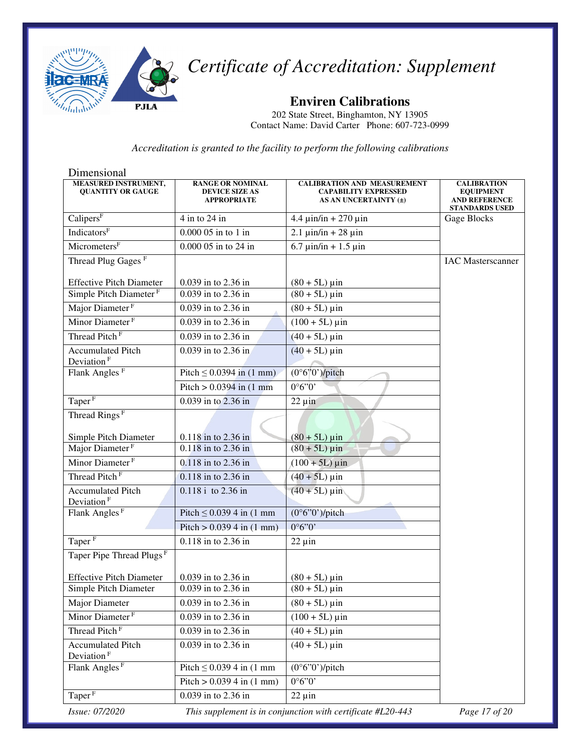# Certificate of Accreditation: Supplement

## Enviren Calibrations

202 State Street, Binghamton, NY 13905
Contact Name: David Carter   Phone: 607-723-0999

*Accreditation is granted to the facility to perform the following calibrations*

Dimensional

| MEASURED INSTRUMENT, QUANTITY OR GAUGE | RANGE OR NOMINAL DEVICE SIZE AS APPROPRIATE | CALIBRATION AND MEASUREMENT CAPABILITY EXPRESSED AS AN UNCERTAINTY (±) | CALIBRATION EQUIPMENT AND REFERENCE STANDARDS USED |
|---|---|---|---|
| Calipers[F] | 4 in to 24 in | 4.4 µin/in + 270 µin | Gage Blocks |
| Indicators[F] | 0.000 05 in to 1 in | 2.1 µin/in + 28 µin | |
| Micrometers[F] | 0.000 05 in to 24 in | 6.7 µin/in + 1.5 µin | |
| Thread Plug Gages [F] <br><br> Effective Pitch Diameter | <br><br> 0.039 in to 2.36 in | <br><br> (80 + 5L) µin | IAC Masterscanner |
| Simple Pitch Diameter [F] | 0.039 in to 2.36 in | (80 + 5L) µin | |
| Major Diameter [F] | 0.039 in to 2.36 in | (80 + 5L) µin | |
| Minor Diameter [F] | 0.039 in to 2.36 in | (100 + 5L) µin | |
| Thread Pitch [F] | 0.039 in to 2.36 in | (40 + 5L) µin | |
| Accumulated Pitch Deviation [F] | 0.039 in to 2.36 in | (40 + 5L) µin | |
| Flank Angles [F] | Pitch ≤ 0.0394 in (1 mm) | (0°6"0')/pitch | |
| | Pitch > 0.0394 in (1 mm | 0°6"0' | |
| Taper [F] | 0.039 in to 2.36 in | 22 µin | |
| Thread Rings [F] <br><br> Simple Pitch Diameter | <br><br> 0.118 in to 2.36 in | <br><br> (80 + 5L) µin | |
| Major Diameter [F] | 0.118 in to 2.36 in | (80 + 5L) µin | |
| Minor Diameter [F] | 0.118 in to 2.36 in | (100 + 5L) µin | |
| Thread Pitch [F] | 0.118 in to 2.36 in | (40 + 5L) µin | |
| Accumulated Pitch Deviation [F] | 0.118 i  to 2.36 in | (40 + 5L) µin | |
| Flank Angles [F] | Pitch ≤ 0.039 4 in (1 mm | (0°6"0')/pitch | |
| | Pitch > 0.039 4 in (1 mm) | 0°6"0' | |
| Taper [F] | 0.118 in to 2.36 in | 22 µin | |
| Taper Pipe Thread Plugs [F] <br><br> Effective Pitch Diameter | <br><br> 0.039 in to 2.36 in | <br><br> (80 + 5L) µin | |
| Simple Pitch Diameter | 0.039 in to 2.36 in | (80 + 5L) µin | |
| Major Diameter | 0.039 in to 2.36 in | (80 + 5L) µin | |
| Minor Diameter [F] | 0.039 in to 2.36 in | (100 + 5L) µin | |
| Thread Pitch [F] | 0.039 in to 2.36 in | (40 + 5L) µin | |
| Accumulated Pitch Deviation [F] | 0.039 in to 2.36 in | (40 + 5L) µin | |
| Flank Angles [F] | Pitch ≤ 0.039 4 in (1 mm | (0°6"0')/pitch | |
| | Pitch > 0.039 4 in (1 mm) | 0°6"0' | |
| Taper [F] | 0.039 in to 2.36 in | 22 µin | |

*Issue: 07/2020* *This supplement is in conjunction with certificate #L20-443*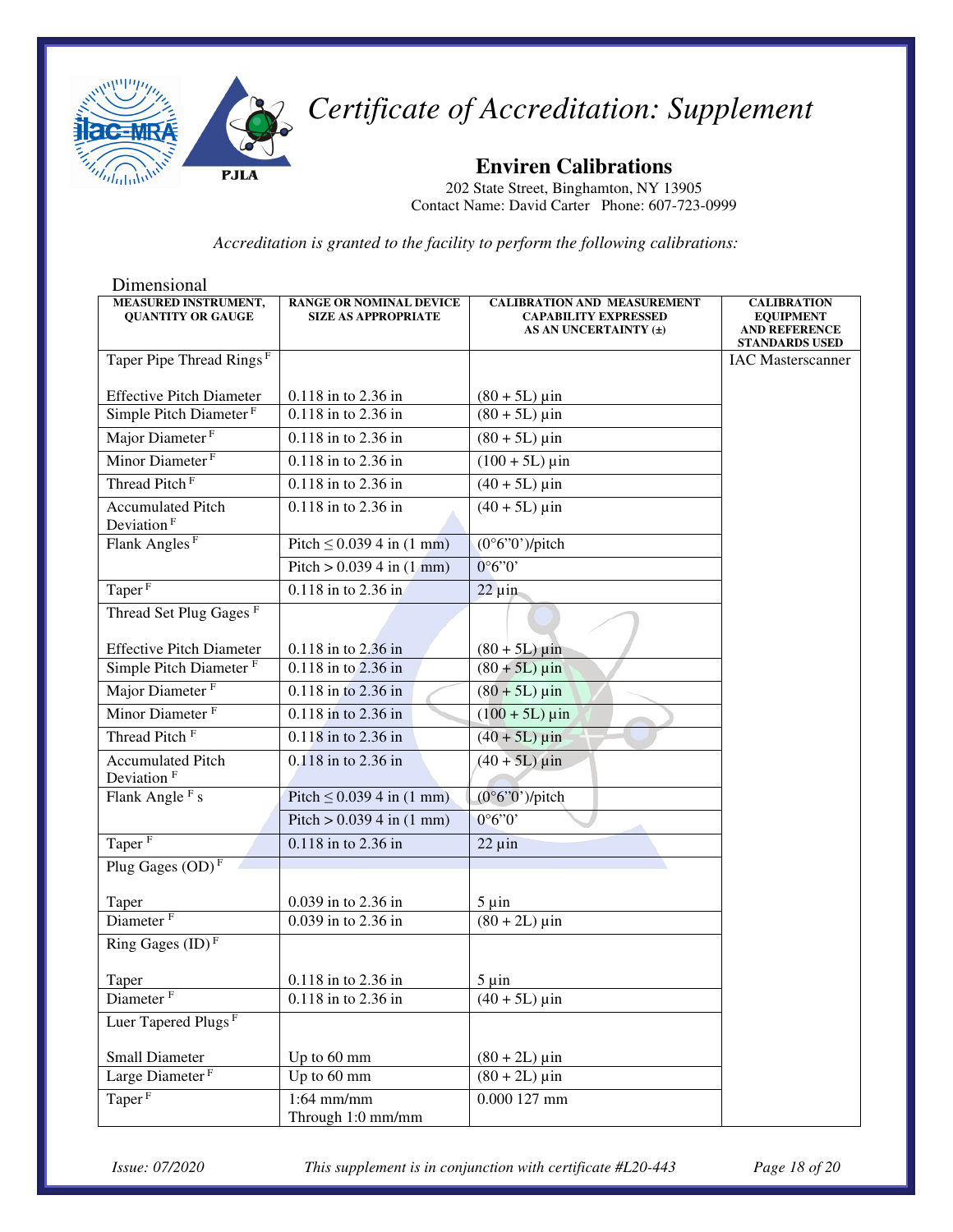# *Certificate of Accreditation: Supplement*

## Enviren Calibrations

202 State Street, Binghamton, NY 13905
Contact Name: David Carter Phone: 607-723-0999

*Accreditation is granted to the facility to perform the following calibrations:*

Dimensional

| MEASURED INSTRUMENT, QUANTITY OR GAUGE | RANGE OR NOMINAL DEVICE SIZE AS APPROPRIATE | CALIBRATION AND MEASUREMENT CAPABILITY EXPRESSED AS AN UNCERTAINTY (±) | CALIBRATION EQUIPMENT AND REFERENCE STANDARDS USED |
|---|---|---|---|
| Taper Pipe Thread Rings [F] | | | IAC Masterscanner |
| Effective Pitch Diameter | 0.118 in to 2.36 in | (80 + 5L) µin | |
| Simple Pitch Diameter [F] | 0.118 in to 2.36 in | (80 + 5L) µin | |
| Major Diameter [F] | 0.118 in to 2.36 in | (80 + 5L) µin | |
| Minor Diameter [F] | 0.118 in to 2.36 in | (100 + 5L) µin | |
| Thread Pitch [F] | 0.118 in to 2.36 in | (40 + 5L) µin | |
| Accumulated Pitch Deviation [F] | 0.118 in to 2.36 in | (40 + 5L) µin | |
| Flank Angles [F] | Pitch ≤ 0.039 4 in (1 mm) | (0°6"0')/pitch | |
| | Pitch > 0.039 4 in (1 mm) | 0°6"0' | |
| Taper [F] | 0.118 in to 2.36 in | 22 µin | |
| Thread Set Plug Gages [F] | | | |
| Effective Pitch Diameter | 0.118 in to 2.36 in | (80 + 5L) µin | |
| Simple Pitch Diameter [F] | 0.118 in to 2.36 in | (80 + 5L) µin | |
| Major Diameter [F] | 0.118 in to 2.36 in | (80 + 5L) µin | |
| Minor Diameter [F] | 0.118 in to 2.36 in | (100 + 5L) µin | |
| Thread Pitch [F] | 0.118 in to 2.36 in | (40 + 5L) µin | |
| Accumulated Pitch Deviation [F] | 0.118 in to 2.36 in | (40 + 5L) µin | |
| Flank Angle [F] s | Pitch ≤ 0.039 4 in (1 mm) | (0°6"0')/pitch | |
| | Pitch > 0.039 4 in (1 mm) | 0°6"0' | |
| Taper [F] | 0.118 in to 2.36 in | 22 µin | |
| Plug Gages (OD) [F] | | | |
| Taper | 0.039 in to 2.36 in | 5 µin | |
| Diameter [F] | 0.039 in to 2.36 in | (80 + 2L) µin | |
| Ring Gages (ID) [F] | | | |
| Taper | 0.118 in to 2.36 in | 5 µin | |
| Diameter [F] | 0.118 in to 2.36 in | (40 + 5L) µin | |
| Luer Tapered Plugs [F] | | | |
| Small Diameter | Up to 60 mm | (80 + 2L) µin | |
| Large Diameter [F] | Up to 60 mm | (80 + 2L) µin | |
| Taper [F] | 1:64 mm/mm Through 1:0 mm/mm | 0.000 127 mm | |

*Issue: 07/2020* *This supplement is in conjunction with certificate #L20-443*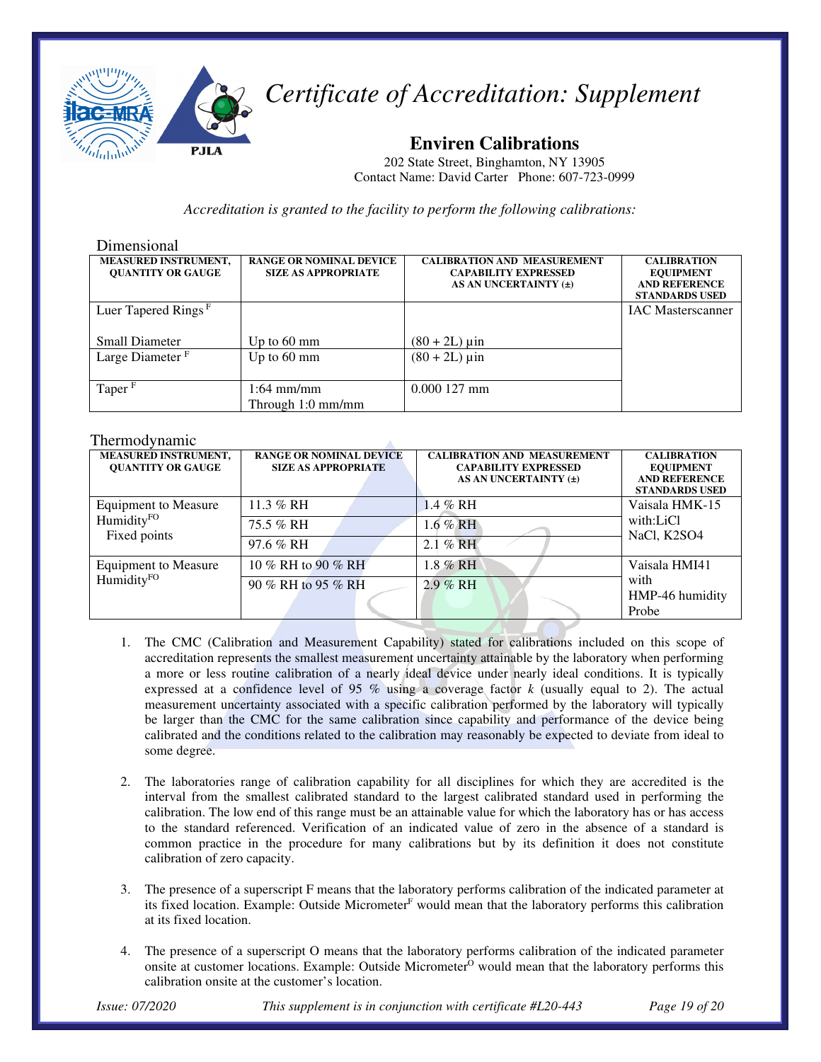# *Certificate of Accreditation: Supplement*

## Enviren Calibrations

202 State Street, Binghamton, NY 13905
Contact Name: David Carter Phone: 607-723-0999

*Accreditation is granted to the facility to perform the following calibrations:*

### Dimensional

| MEASURED INSTRUMENT, QUANTITY OR GAUGE | RANGE OR NOMINAL DEVICE SIZE AS APPROPRIATE | CALIBRATION AND MEASUREMENT CAPABILITY EXPRESSED AS AN UNCERTAINTY (±) | CALIBRATION EQUIPMENT AND REFERENCE STANDARDS USED |
|---|---|---|---|
| Luer Tapered Rings $^{F}$ | | | IAC Masterscanner |
| Small Diameter | Up to 60 mm | (80 + 2L) µin | |
| Large Diameter $^{F}$ | Up to 60 mm | (80 + 2L) µin | |
| Taper $^{F}$ | 1:64 mm/mm Through 1:0 mm/mm | 0.000 127 mm | |

### Thermodynamic

| MEASURED INSTRUMENT, QUANTITY OR GAUGE | RANGE OR NOMINAL DEVICE SIZE AS APPROPRIATE | CALIBRATION AND MEASUREMENT CAPABILITY EXPRESSED AS AN UNCERTAINTY (±) | CALIBRATION EQUIPMENT AND REFERENCE STANDARDS USED |
|---|---|---|---|
| Equipment to Measure Humidity$^{FO}$ Fixed points | 11.3 % RH | 1.4 % RH | Vaisala HMK-15 with:LiCl NaCl, K2SO4 |
| | 75.5 % RH | 1.6 % RH | |
| | 97.6 % RH | 2.1 % RH | |
| Equipment to Measure Humidity$^{FO}$ | 10 % RH to 90 % RH | 1.8 % RH | Vaisala HMI41 with HMP-46 humidity Probe |
| | 90 % RH to 95 % RH | 2.9 % RH | |

1. The CMC (Calibration and Measurement Capability) stated for calibrations included on this scope of accreditation represents the smallest measurement uncertainty attainable by the laboratory when performing a more or less routine calibration of a nearly ideal device under nearly ideal conditions. It is typically expressed at a confidence level of 95 % using a coverage factor *k* (usually equal to 2). The actual measurement uncertainty associated with a specific calibration performed by the laboratory will typically be larger than the CMC for the same calibration since capability and performance of the device being calibrated and the conditions related to the calibration may reasonably be expected to deviate from ideal to some degree.

2. The laboratories range of calibration capability for all disciplines for which they are accredited is the interval from the smallest calibrated standard to the largest calibrated standard used in performing the calibration. The low end of this range must be an attainable value for which the laboratory has or has access to the standard referenced. Verification of an indicated value of zero in the absence of a standard is common practice in the procedure for many calibrations but by its definition it does not constitute calibration of zero capacity.

3. The presence of a superscript F means that the laboratory performs calibration of the indicated parameter at its fixed location. Example: Outside Micrometer$^{F}$ would mean that the laboratory performs this calibration at its fixed location.

4. The presence of a superscript O means that the laboratory performs calibration of the indicated parameter onsite at customer locations. Example: Outside Micrometer$^{O}$ would mean that the laboratory performs this calibration onsite at the customer's location.

*Issue: 07/2020* *This supplement is in conjunction with certificate #L20-443*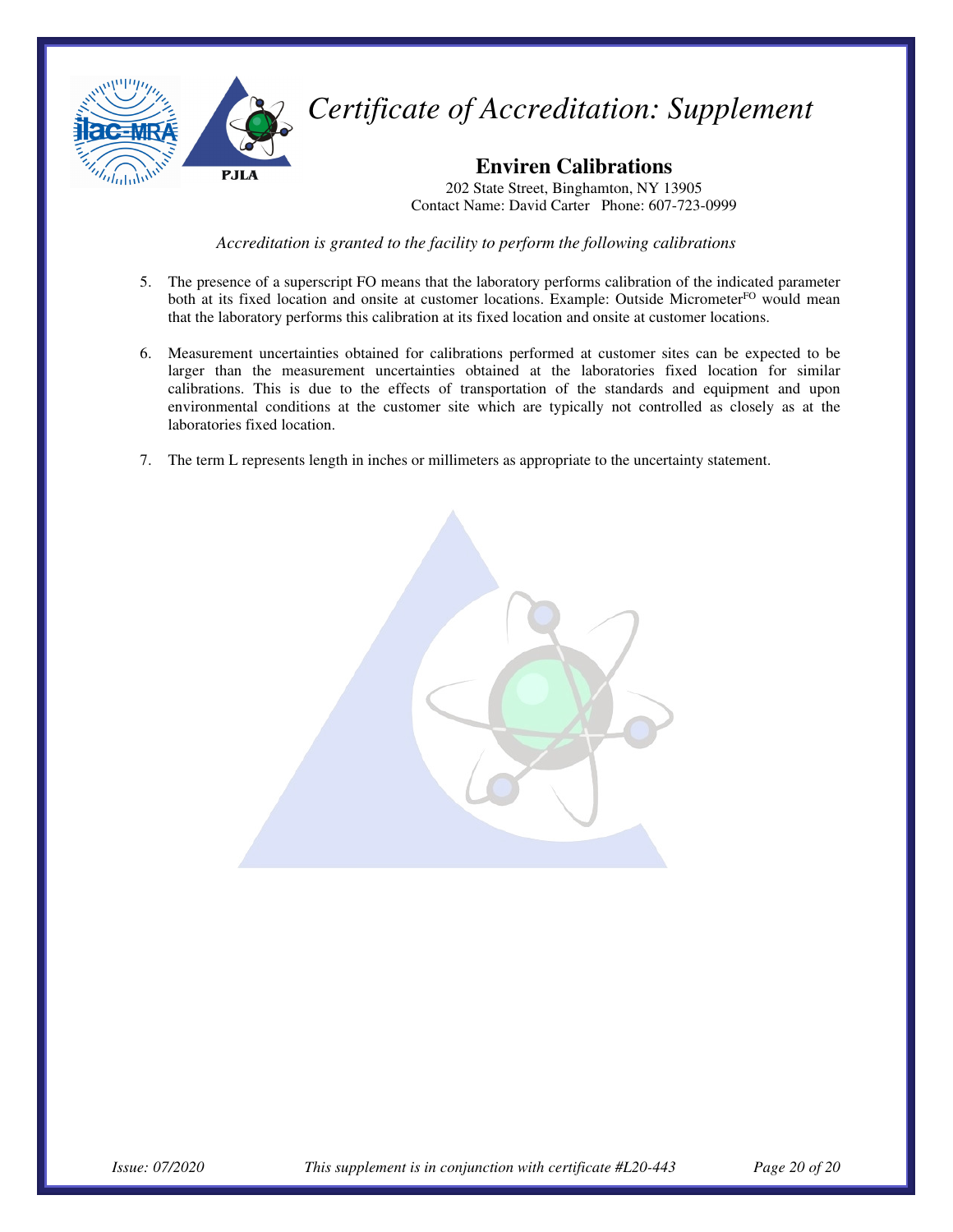# *Certificate of Accreditation: Supplement*

## Enviren Calibrations

202 State Street, Binghamton, NY 13905
Contact Name: David Carter Phone: 607-723-0999

*Accreditation is granted to the facility to perform the following calibrations*

5. The presence of a superscript FO means that the laboratory performs calibration of the indicated parameter both at its fixed location and onsite at customer locations. Example: Outside Micrometer$^{FO}$ would mean that the laboratory performs this calibration at its fixed location and onsite at customer locations.

6. Measurement uncertainties obtained for calibrations performed at customer sites can be expected to be larger than the measurement uncertainties obtained at the laboratories fixed location for similar calibrations. This is due to the effects of transportation of the standards and equipment and upon environmental conditions at the customer site which are typically not controlled as closely as at the laboratories fixed location.

7. The term L represents length in inches or millimeters as appropriate to the uncertainty statement.

*Issue: 07/2020* *This supplement is in conjunction with certificate #L20-443*